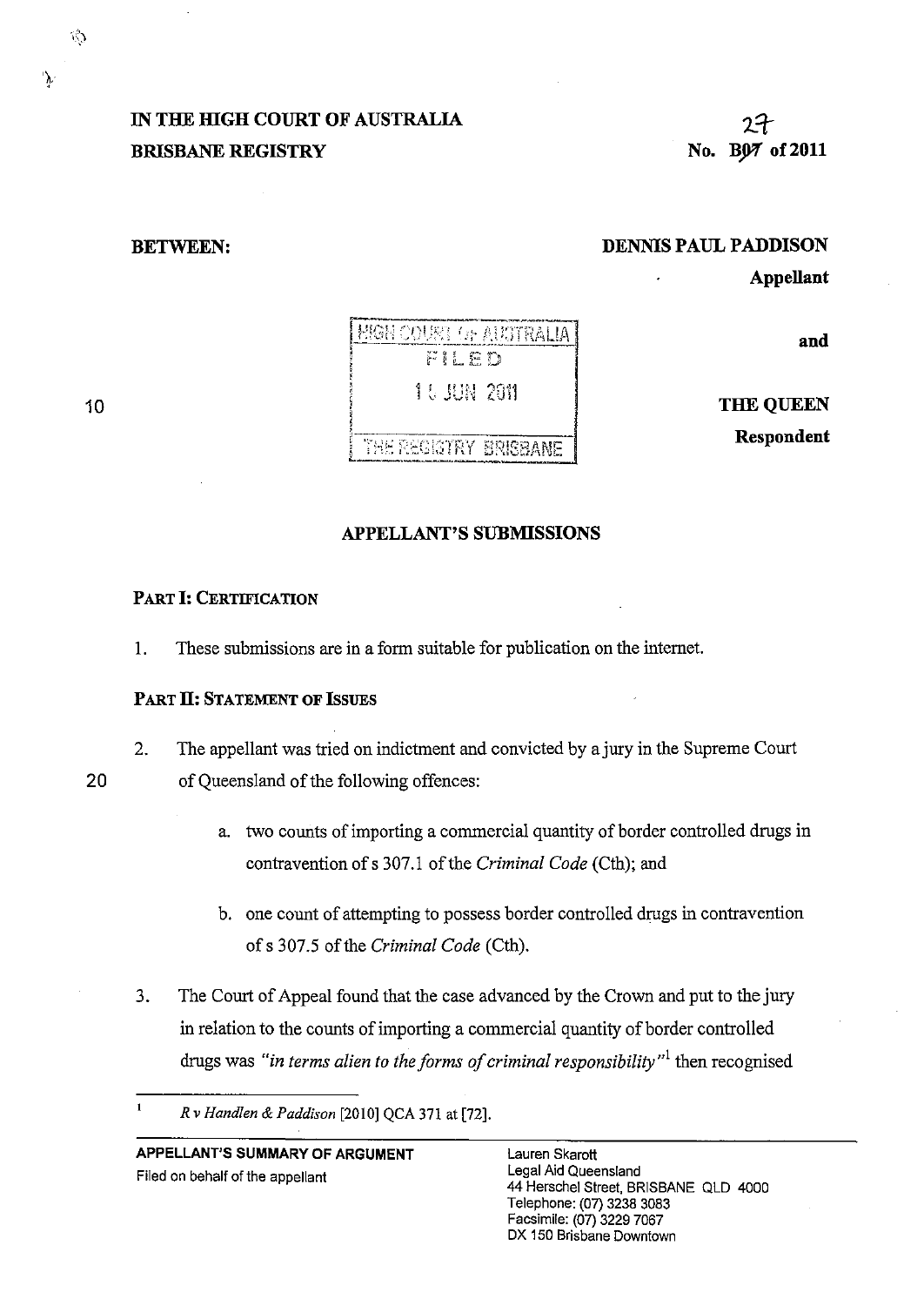**IN THE HIGH COURT OF AUSTRALIA**
**BRISBANE REGISTRY**

27
**No. B07 of 2011**

**BETWEEN:**

**DENNIS PAUL PADDISON**
**Appellant**

HIGH COURT OF AUSTRALIA
FILED
14 JUN 2011
THE REGISTRY BRISBANE

**and**

**THE QUEEN**
**Respondent**

## APPELLANT'S SUBMISSIONS

### PART I: CERTIFICATION

1. These submissions are in a form suitable for publication on the internet.

### PART II: STATEMENT OF ISSUES

2. The appellant was tried on indictment and convicted by a jury in the Supreme Court of Queensland of the following offences:

   a. two counts of importing a commercial quantity of border controlled drugs in contravention of s 307.1 of the *Criminal Code* (Cth); and

   b. one count of attempting to possess border controlled drugs in contravention of s 307.5 of the *Criminal Code* (Cth).

3. The Court of Appeal found that the case advanced by the Crown and put to the jury in relation to the counts of importing a commercial quantity of border controlled drugs was *"in terms alien to the forms of criminal responsibility"*[1] then recognised

---

[1] *R v Handlen & Paddison* [2010] QCA 371 at [72].

**APPELLANT'S SUMMARY OF ARGUMENT**
Filed on behalf of the appellant

Lauren Skarott
Legal Aid Queensland
44 Herschel Street, BRISBANE QLD 4000
Telephone: (07) 3238 3083
Facsimile: (07) 3229 7067
DX 150 Brisbane Downtown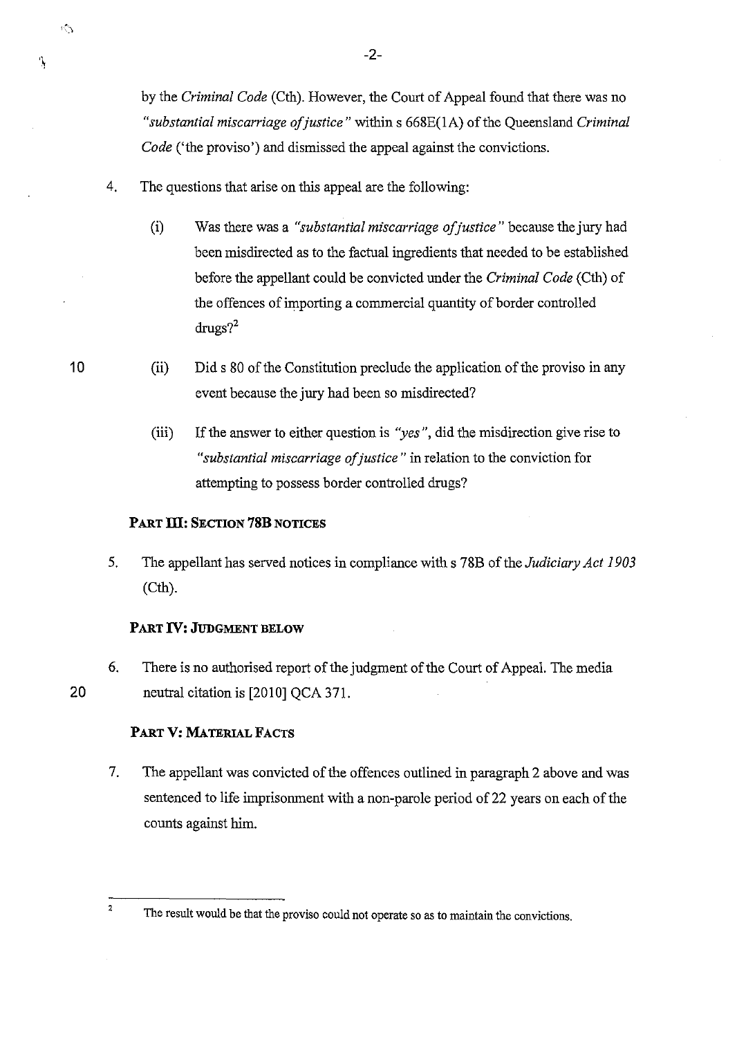by the *Criminal Code* (Cth). However, the Court of Appeal found that there was no *"substantial miscarriage of justice"* within s 668E(1A) of the Queensland *Criminal Code* ('the proviso') and dismissed the appeal against the convictions.

4. The questions that arise on this appeal are the following:

   (i) Was there was a *"substantial miscarriage of justice"* because the jury had been misdirected as to the factual ingredients that needed to be established before the appellant could be convicted under the *Criminal Code* (Cth) of the offences of importing a commercial quantity of border controlled drugs?[2]

   (ii) Did s 80 of the Constitution preclude the application of the proviso in any event because the jury had been so misdirected?

   (iii) If the answer to either question is *"yes"*, did the misdirection give rise to *"substantial miscarriage of justice"* in relation to the conviction for attempting to possess border controlled drugs?

### PART III: SECTION 78B NOTICES

5. The appellant has served notices in compliance with s 78B of the *Judiciary Act 1903* (Cth).

### PART IV: JUDGMENT BELOW

6. There is no authorised report of the judgment of the Court of Appeal. The media neutral citation is [2010] QCA 371.

### PART V: MATERIAL FACTS

7. The appellant was convicted of the offences outlined in paragraph 2 above and was sentenced to life imprisonment with a non-parole period of 22 years on each of the counts against him.

---

[2] The result would be that the proviso could not operate so as to maintain the convictions.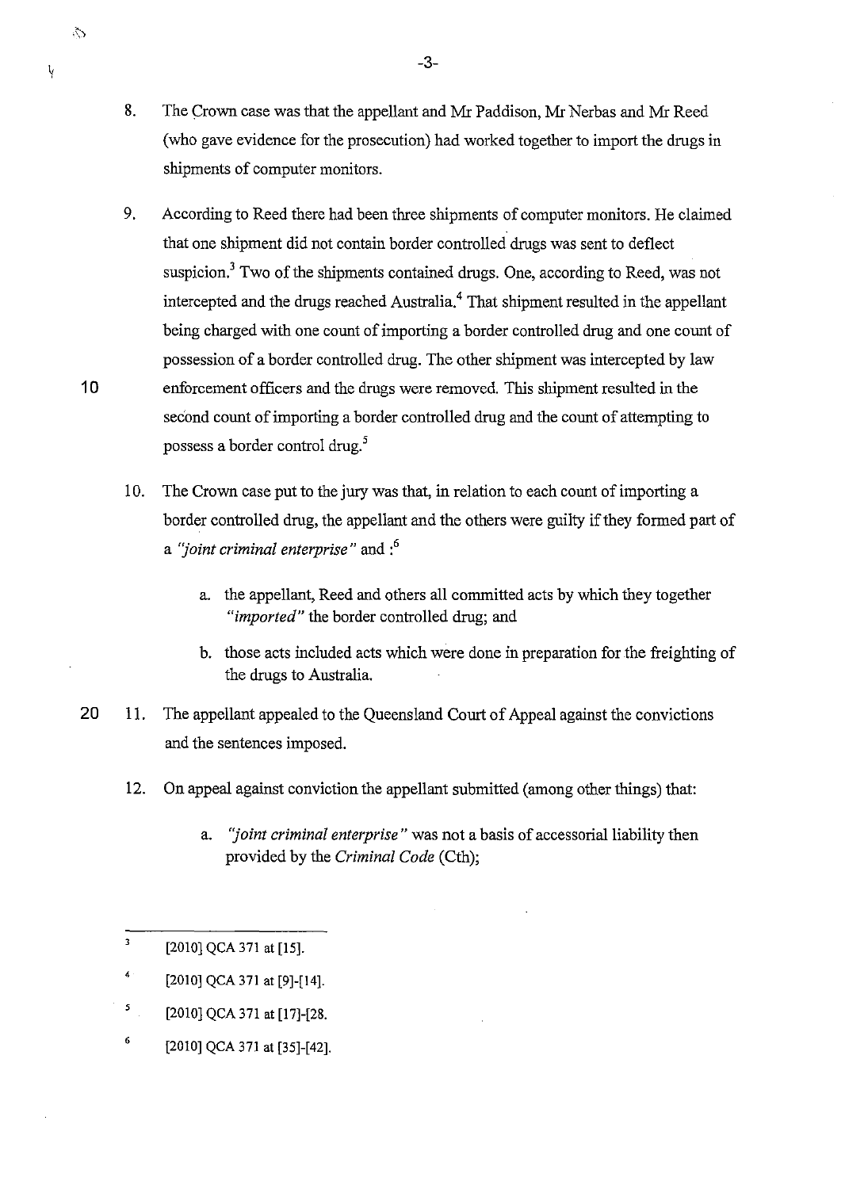8. The Crown case was that the appellant and Mr Paddison, Mr Nerbas and Mr Reed (who gave evidence for the prosecution) had worked together to import the drugs in shipments of computer monitors.

9. According to Reed there had been three shipments of computer monitors. He claimed that one shipment did not contain border controlled drugs was sent to deflect suspicion.[3] Two of the shipments contained drugs. One, according to Reed, was not intercepted and the drugs reached Australia.[4] That shipment resulted in the appellant being charged with one count of importing a border controlled drug and one count of possession of a border controlled drug. The other shipment was intercepted by law enforcement officers and the drugs were removed. This shipment resulted in the second count of importing a border controlled drug and the count of attempting to possess a border control drug.[5]

10. The Crown case put to the jury was that, in relation to each count of importing a border controlled drug, the appellant and the others were guilty if they formed part of a *"joint criminal enterprise"* and :[6]

    a. the appellant, Reed and others all committed acts by which they together *"imported"* the border controlled drug; and

    b. those acts included acts which were done in preparation for the freighting of the drugs to Australia.

11. The appellant appealed to the Queensland Court of Appeal against the convictions and the sentences imposed.

12. On appeal against conviction the appellant submitted (among other things) that:

    a. *"joint criminal enterprise"* was not a basis of accessorial liability then provided by the *Criminal Code* (Cth);

---

[3] [2010] QCA 371 at [15].

[4] [2010] QCA 371 at [9]-[14].

[5] [2010] QCA 371 at [17]-[28.

[6] [2010] QCA 371 at [35]-[42].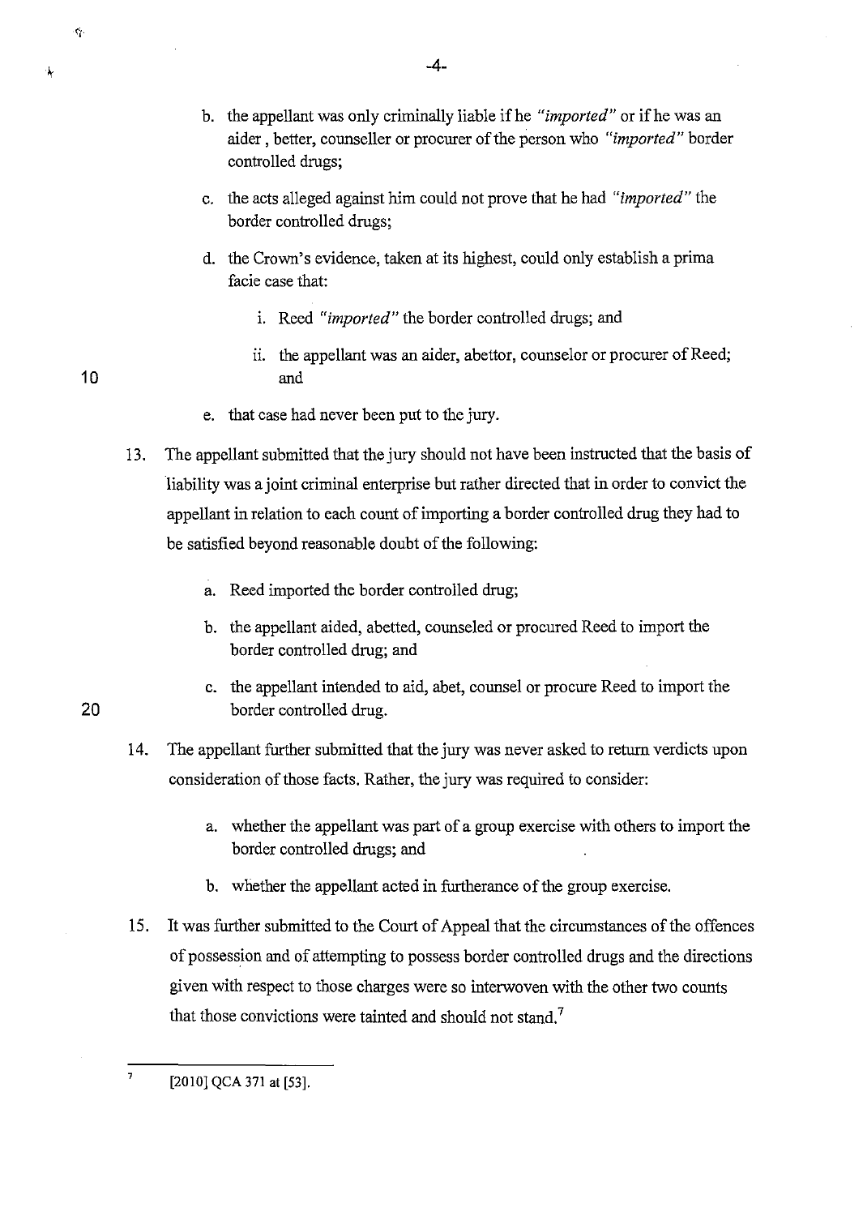b. the appellant was only criminally liable if he *"imported"* or if he was an aider , better, counseller or procurer of the person who *"imported"* border controlled drugs;

c. the acts alleged against him could not prove that he had *"imported"* the border controlled drugs;

d. the Crown's evidence, taken at its highest, could only establish a prima facie case that:

   i. Reed *"imported"* the border controlled drugs; and

   ii. the appellant was an aider, abettor, counselor or procurer of Reed; and

e. that case had never been put to the jury.

13. The appellant submitted that the jury should not have been instructed that the basis of liability was a joint criminal enterprise but rather directed that in order to convict the appellant in relation to each count of importing a border controlled drug they had to be satisfied beyond reasonable doubt of the following:

    a. Reed imported the border controlled drug;

    b. the appellant aided, abetted, counseled or procured Reed to import the border controlled drug; and

    c. the appellant intended to aid, abet, counsel or procure Reed to import the border controlled drug.

14. The appellant further submitted that the jury was never asked to return verdicts upon consideration of those facts. Rather, the jury was required to consider:

    a. whether the appellant was part of a group exercise with others to import the border controlled drugs; and

    b. whether the appellant acted in furtherance of the group exercise.

15. It was further submitted to the Court of Appeal that the circumstances of the offences of possession and of attempting to possess border controlled drugs and the directions given with respect to those charges were so interwoven with the other two counts that those convictions were tainted and should not stand.[7]

---

[7] [2010] QCA 371 at [53].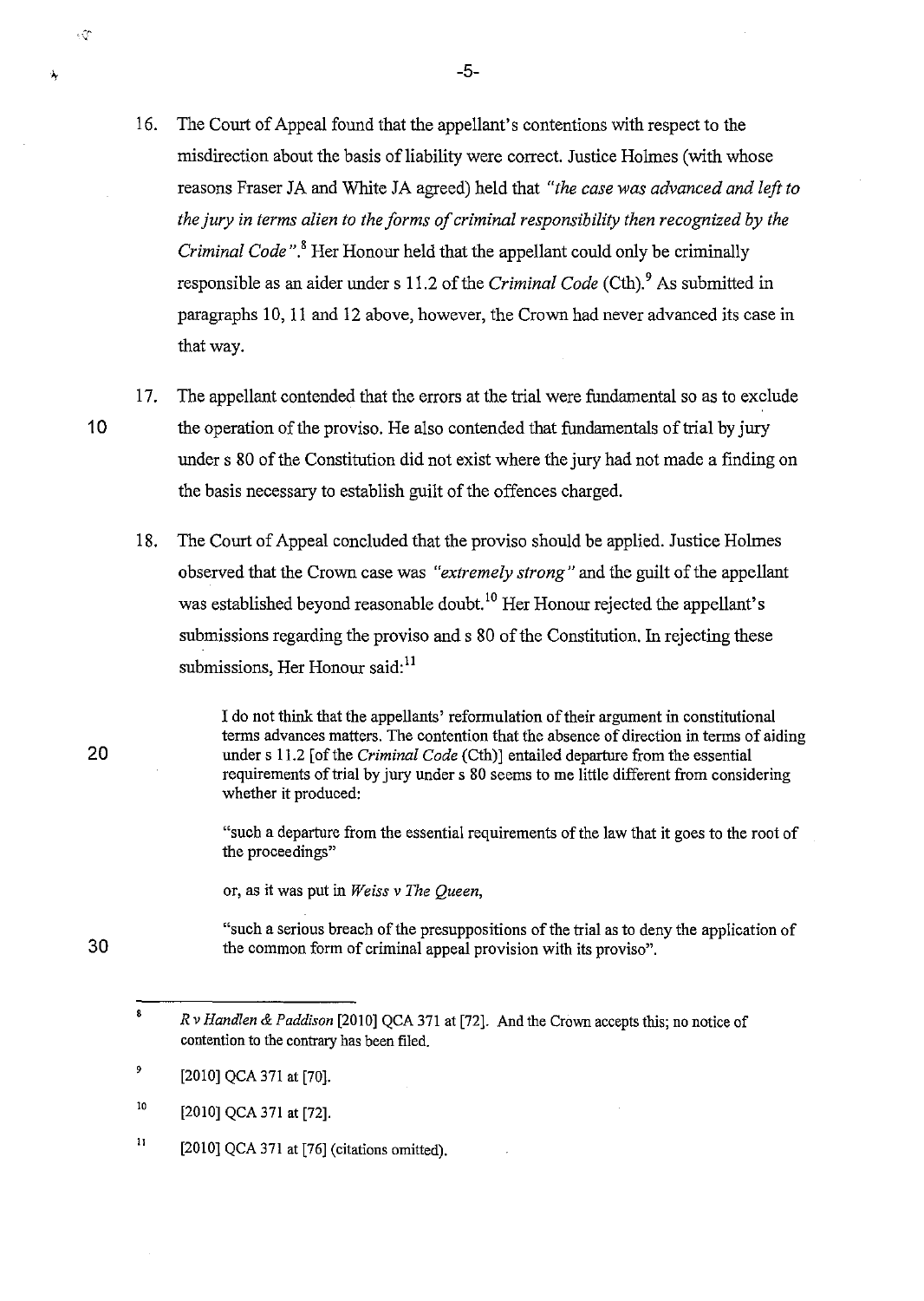16. The Court of Appeal found that the appellant's contentions with respect to the misdirection about the basis of liability were correct. Justice Holmes (with whose reasons Fraser JA and White JA agreed) held that *"the case was advanced and left to the jury in terms alien to the forms of criminal responsibility then recognized by the Criminal Code"*.[8] Her Honour held that the appellant could only be criminally responsible as an aider under s 11.2 of the *Criminal Code* (Cth).[9] As submitted in paragraphs 10, 11 and 12 above, however, the Crown had never advanced its case in that way.

17. The appellant contended that the errors at the trial were fundamental so as to exclude the operation of the proviso. He also contended that fundamentals of trial by jury under s 80 of the Constitution did not exist where the jury had not made a finding on the basis necessary to establish guilt of the offences charged.

18. The Court of Appeal concluded that the proviso should be applied. Justice Holmes observed that the Crown case was *"extremely strong"* and the guilt of the appellant was established beyond reasonable doubt.[10] Her Honour rejected the appellant's submissions regarding the proviso and s 80 of the Constitution. In rejecting these submissions, Her Honour said:[11]

> I do not think that the appellants' reformulation of their argument in constitutional terms advances matters. The contention that the absence of direction in terms of aiding under s 11.2 [of the *Criminal Code* (Cth)] entailed departure from the essential requirements of trial by jury under s 80 seems to me little different from considering whether it produced:
>
> "such a departure from the essential requirements of the law that it goes to the root of the proceedings"
>
> or, as it was put in *Weiss v The Queen*,
>
> "such a serious breach of the presuppositions of the trial as to deny the application of the common form of criminal appeal provision with its proviso".

---

8 *R v Handlen & Paddison* [2010] QCA 371 at [72]. And the Crown accepts this; no notice of contention to the contrary has been filed.

9 [2010] QCA 371 at [70].

10 [2010] QCA 371 at [72].

11 [2010] QCA 371 at [76] (citations omitted).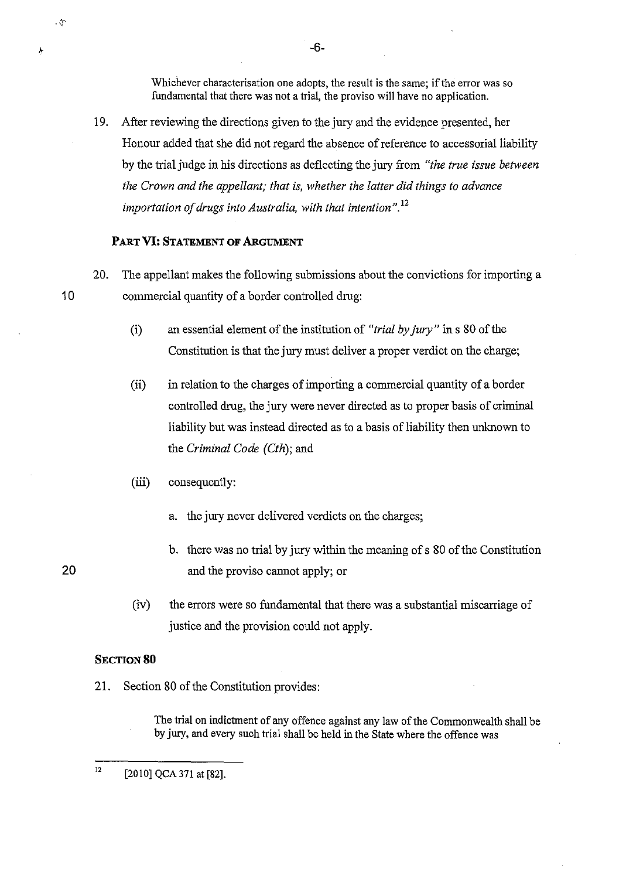> Whichever characterisation one adopts, the result is the same; if the error was so fundamental that there was not a trial, the proviso will have no application.

19. After reviewing the directions given to the jury and the evidence presented, her Honour added that she did not regard the absence of reference to accessorial liability by the trial judge in his directions as deflecting the jury from *"the true issue between the Crown and the appellant; that is, whether the latter did things to advance importation of drugs into Australia, with that intention"*.[12]

## PART VI: STATEMENT OF ARGUMENT

20. The appellant makes the following submissions about the convictions for importing a commercial quantity of a border controlled drug:

    (i) an essential element of the institution of *"trial by jury"* in s 80 of the Constitution is that the jury must deliver a proper verdict on the charge;

    (ii) in relation to the charges of importing a commercial quantity of a border controlled drug, the jury were never directed as to proper basis of criminal liability but was instead directed as to a basis of liability then unknown to the *Criminal Code (Cth)*; and

    (iii) consequently:

    a. the jury never delivered verdicts on the charges;

    b. there was no trial by jury within the meaning of s 80 of the Constitution and the proviso cannot apply; or

    (iv) the errors were so fundamental that there was a substantial miscarriage of justice and the provision could not apply.

### SECTION 80

21. Section 80 of the Constitution provides:

> The trial on indictment of any offence against any law of the Commonwealth shall be by jury, and every such trial shall be held in the State where the offence was

---

[12] [2010] QCA 371 at [82].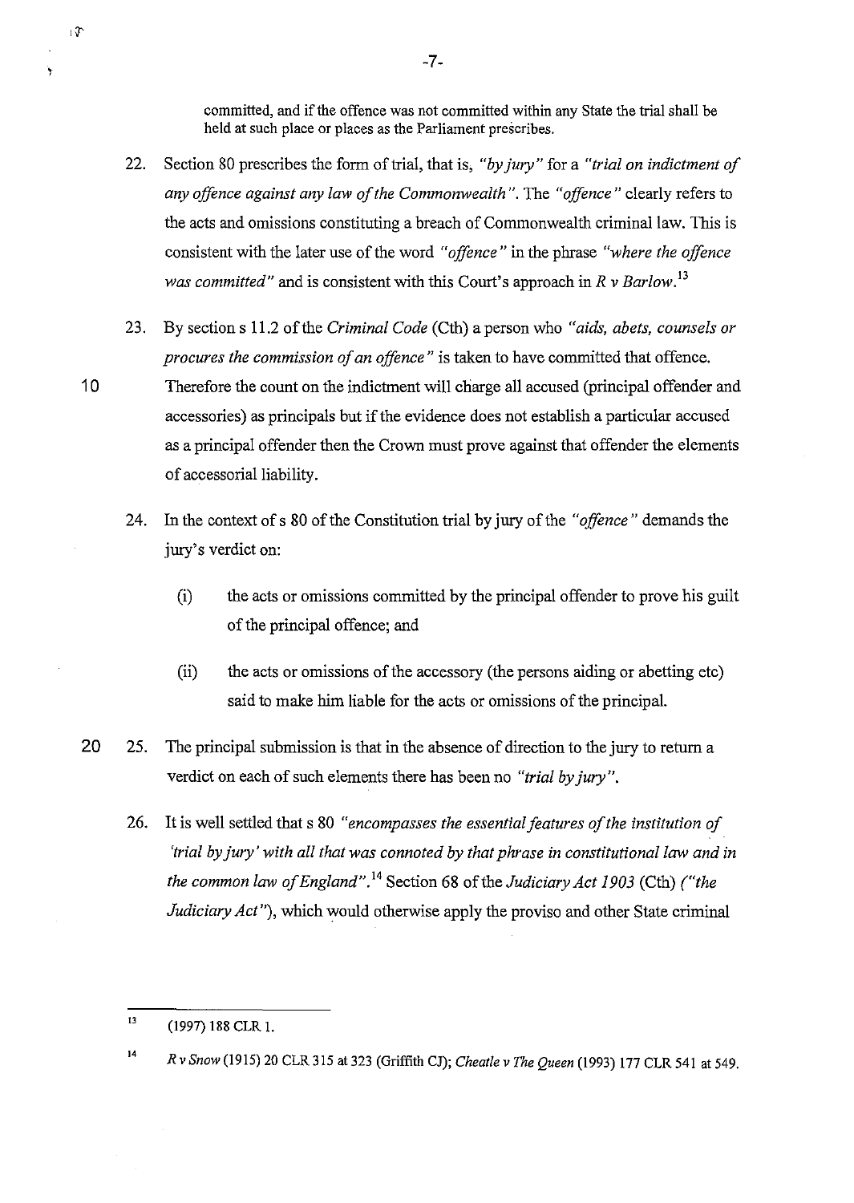committed, and if the offence was not committed within any State the trial shall be held at such place or places as the Parliament prescribes.

22. Section 80 prescribes the form of trial, that is, *"by jury"* for a *"trial on indictment of any offence against any law of the Commonwealth"*. The *"offence"* clearly refers to the acts and omissions constituting a breach of Commonwealth criminal law. This is consistent with the later use of the word *"offence"* in the phrase *"where the offence was committed"* and is consistent with this Court's approach in *R v Barlow*.[13]

23. By section s 11.2 of the *Criminal Code* (Cth) a person who *"aids, abets, counsels or procures the commission of an offence"* is taken to have committed that offence. Therefore the count on the indictment will charge all accused (principal offender and accessories) as principals but if the evidence does not establish a particular accused as a principal offender then the Crown must prove against that offender the elements of accessorial liability.

24. In the context of s 80 of the Constitution trial by jury of the *"offence"* demands the jury's verdict on:

    (i) the acts or omissions committed by the principal offender to prove his guilt of the principal offence; and

    (ii) the acts or omissions of the accessory (the persons aiding or abetting etc) said to make him liable for the acts or omissions of the principal.

25. The principal submission is that in the absence of direction to the jury to return a verdict on each of such elements there has been no *"trial by jury"*.

26. It is well settled that s 80 *"encompasses the essential features of the institution of 'trial by jury' with all that was connoted by that phrase in constitutional law and in the common law of England"*.[14] Section 68 of the *Judiciary Act 1903* (Cth) *("the Judiciary Act")*, which would otherwise apply the proviso and other State criminal

---

[13] (1997) 188 CLR 1.

[14] *R v Snow* (1915) 20 CLR 315 at 323 (Griffith CJ); *Cheatle v The Queen* (1993) 177 CLR 541 at 549.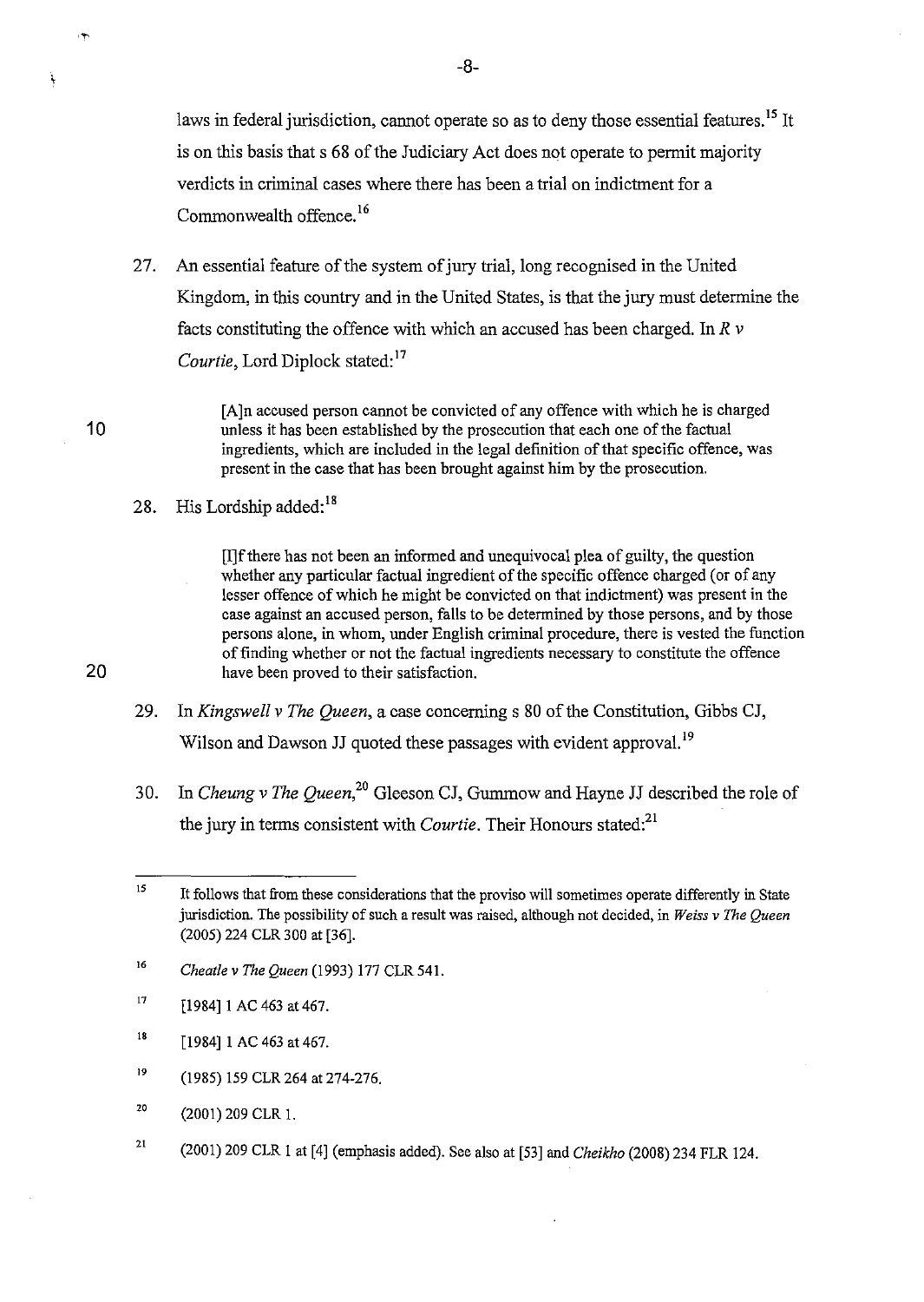laws in federal jurisdiction, cannot operate so as to deny those essential features.[15] It is on this basis that s 68 of the Judiciary Act does not operate to permit majority verdicts in criminal cases where there has been a trial on indictment for a Commonwealth offence.[16]

27. An essential feature of the system of jury trial, long recognised in the United Kingdom, in this country and in the United States, is that the jury must determine the facts constituting the offence with which an accused has been charged. In *R v Courtie*, Lord Diplock stated:[17]

> [A]n accused person cannot be convicted of any offence with which he is charged unless it has been established by the prosecution that each one of the factual ingredients, which are included in the legal definition of that specific offence, was present in the case that has been brought against him by the prosecution.

28. His Lordship added:[18]

> [I]f there has not been an informed and unequivocal plea of guilty, the question whether any particular factual ingredient of the specific offence charged (or of any lesser offence of which he might be convicted on that indictment) was present in the case against an accused person, falls to be determined by those persons, and by those persons alone, in whom, under English criminal procedure, there is vested the function of finding whether or not the factual ingredients necessary to constitute the offence have been proved to their satisfaction.

29. In *Kingswell v The Queen*, a case concerning s 80 of the Constitution, Gibbs CJ, Wilson and Dawson JJ quoted these passages with evident approval.[19]

30. In *Cheung v The Queen*,[20] Gleeson CJ, Gummow and Hayne JJ described the role of the jury in terms consistent with *Courtie*. Their Honours stated:[21]

---

[15] It follows that from these considerations that the proviso will sometimes operate differently in State jurisdiction. The possibility of such a result was raised, although not decided, in *Weiss v The Queen* (2005) 224 CLR 300 at [36].

[16] *Cheatle v The Queen* (1993) 177 CLR 541.

[17] [1984] 1 AC 463 at 467.

[18] [1984] 1 AC 463 at 467.

[19] (1985) 159 CLR 264 at 274-276.

[20] (2001) 209 CLR 1.

[21] (2001) 209 CLR 1 at [4] (emphasis added). See also at [53] and *Cheikho* (2008) 234 FLR 124.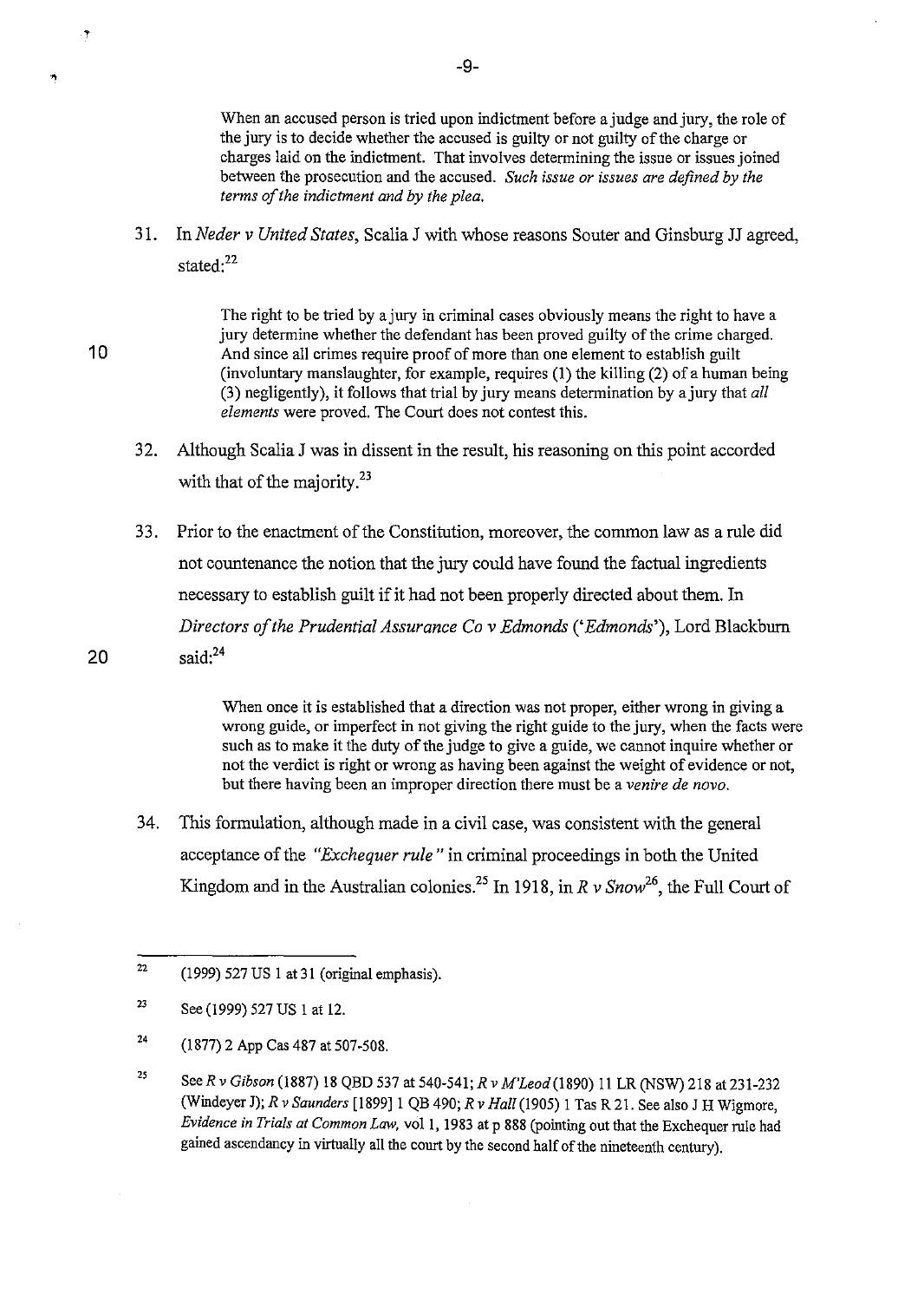> When an accused person is tried upon indictment before a judge and jury, the role of the jury is to decide whether the accused is guilty or not guilty of the charge or charges laid on the indictment. That involves determining the issue or issues joined between the prosecution and the accused. *Such issue or issues are defined by the terms of the indictment and by the plea.*

31. In *Neder v United States*, Scalia J with whose reasons Souter and Ginsburg JJ agreed, stated:[22]

> The right to be tried by a jury in criminal cases obviously means the right to have a jury determine whether the defendant has been proved guilty of the crime charged. And since all crimes require proof of more than one element to establish guilt (involuntary manslaughter, for example, requires (1) the killing (2) of a human being (3) negligently), it follows that trial by jury means determination by a jury that *all elements* were proved. The Court does not contest this.

32. Although Scalia J was in dissent in the result, his reasoning on this point accorded with that of the majority.[23]

33. Prior to the enactment of the Constitution, moreover, the common law as a rule did not countenance the notion that the jury could have found the factual ingredients necessary to establish guilt if it had not been properly directed about them. In *Directors of the Prudential Assurance Co v Edmonds* ('*Edmonds*'), Lord Blackburn said:[24]

> When once it is established that a direction was not proper, either wrong in giving a wrong guide, or imperfect in not giving the right guide to the jury, when the facts were such as to make it the duty of the judge to give a guide, we cannot inquire whether or not the verdict is right or wrong as having been against the weight of evidence or not, but there having been an improper direction there must be a *venire de novo*.

34. This formulation, although made in a civil case, was consistent with the general acceptance of the *"Exchequer rule"* in criminal proceedings in both the United Kingdom and in the Australian colonies.[25] In 1918, in *R v Snow*[26], the Full Court of

---

[22] (1999) 527 US 1 at 31 (original emphasis).

[23] See (1999) 527 US 1 at 12.

[24] (1877) 2 App Cas 487 at 507-508.

[25] See *R v Gibson* (1887) 18 QBD 537 at 540-541; *R v M'Leod* (1890) 11 LR (NSW) 218 at 231-232 (Windeyer J); *R v Saunders* [1899] 1 QB 490; *R v Hall* (1905) 1 Tas R 21. See also J H Wigmore, *Evidence in Trials at Common Law*, vol 1, 1983 at p 888 (pointing out that the Exchequer rule had gained ascendancy in virtually all the court by the second half of the nineteenth century).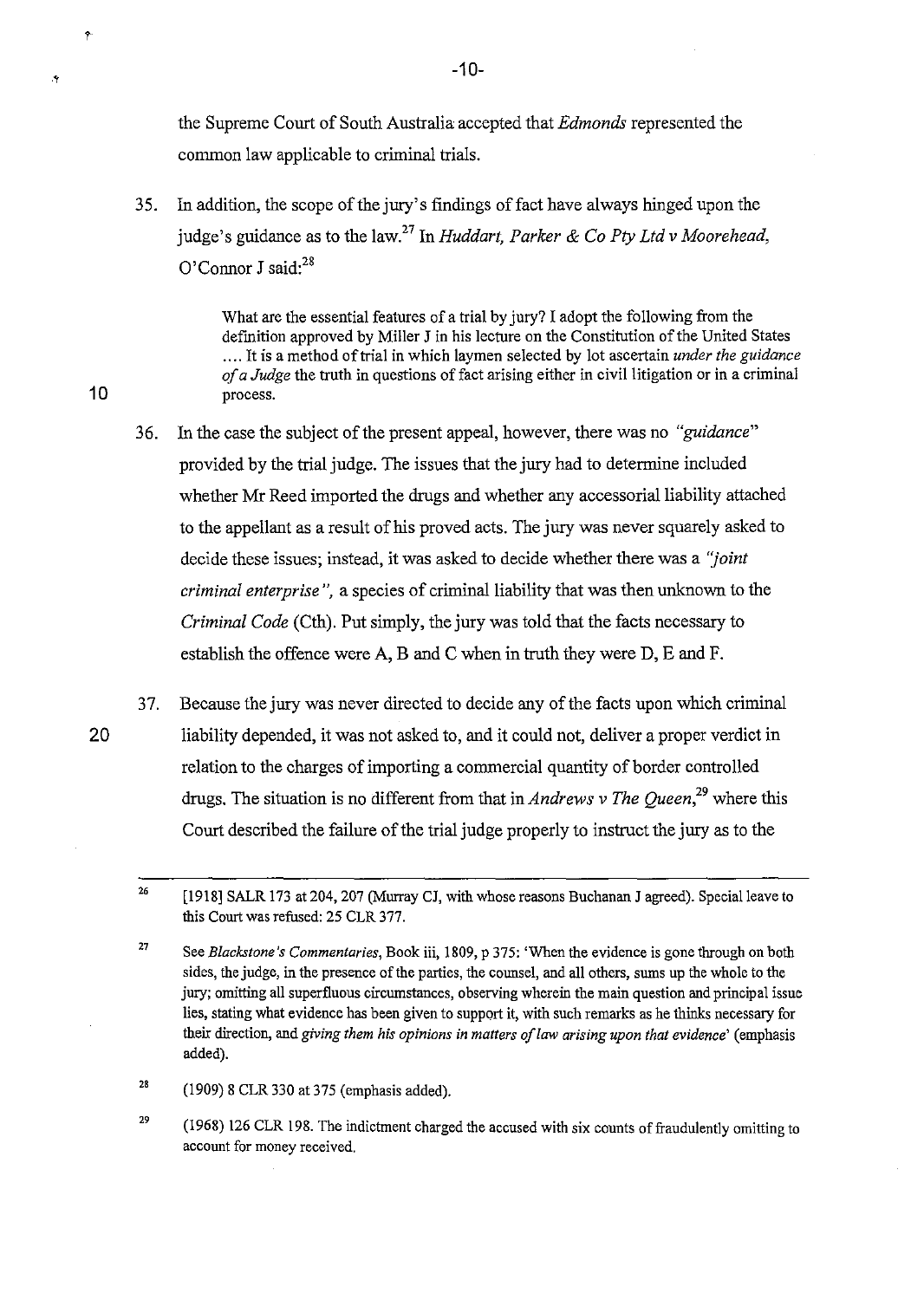the Supreme Court of South Australia accepted that *Edmonds* represented the common law applicable to criminal trials.

35. In addition, the scope of the jury's findings of fact have always hinged upon the judge's guidance as to the law.[27] In *Huddart, Parker & Co Pty Ltd v Moorehead*, O'Connor J said:[28]

> What are the essential features of a trial by jury? I adopt the following from the definition approved by Miller J in his lecture on the Constitution of the United States .... It is a method of trial in which laymen selected by lot ascertain *under the guidance of a Judge* the truth in questions of fact arising either in civil litigation or in a criminal process.

36. In the case the subject of the present appeal, however, there was no *"guidance"* provided by the trial judge. The issues that the jury had to determine included whether Mr Reed imported the drugs and whether any accessorial liability attached to the appellant as a result of his proved acts. The jury was never squarely asked to decide these issues; instead, it was asked to decide whether there was a *"joint criminal enterprise"*, a species of criminal liability that was then unknown to the *Criminal Code* (Cth). Put simply, the jury was told that the facts necessary to establish the offence were A, B and C when in truth they were D, E and F.

37. Because the jury was never directed to decide any of the facts upon which criminal liability depended, it was not asked to, and it could not, deliver a proper verdict in relation to the charges of importing a commercial quantity of border controlled drugs. The situation is no different from that in *Andrews v The Queen*,[29] where this Court described the failure of the trial judge properly to instruct the jury as to the

---

[26] [1918] SALR 173 at 204, 207 (Murray CJ, with whose reasons Buchanan J agreed). Special leave to this Court was refused: 25 CLR 377.

[27] See *Blackstone's Commentaries*, Book iii, 1809, p 375: 'When the evidence is gone through on both sides, the judge, in the presence of the parties, the counsel, and all others, sums up the whole to the jury; omitting all superfluous circumstances, observing wherein the main question and principal issue lies, stating what evidence has been given to support it, with such remarks as he thinks necessary for their direction, and *giving them his opinions in matters of law arising upon that evidence*' (emphasis added).

[28] (1909) 8 CLR 330 at 375 (emphasis added).

[29] (1968) 126 CLR 198. The indictment charged the accused with six counts of fraudulently omitting to account for money received.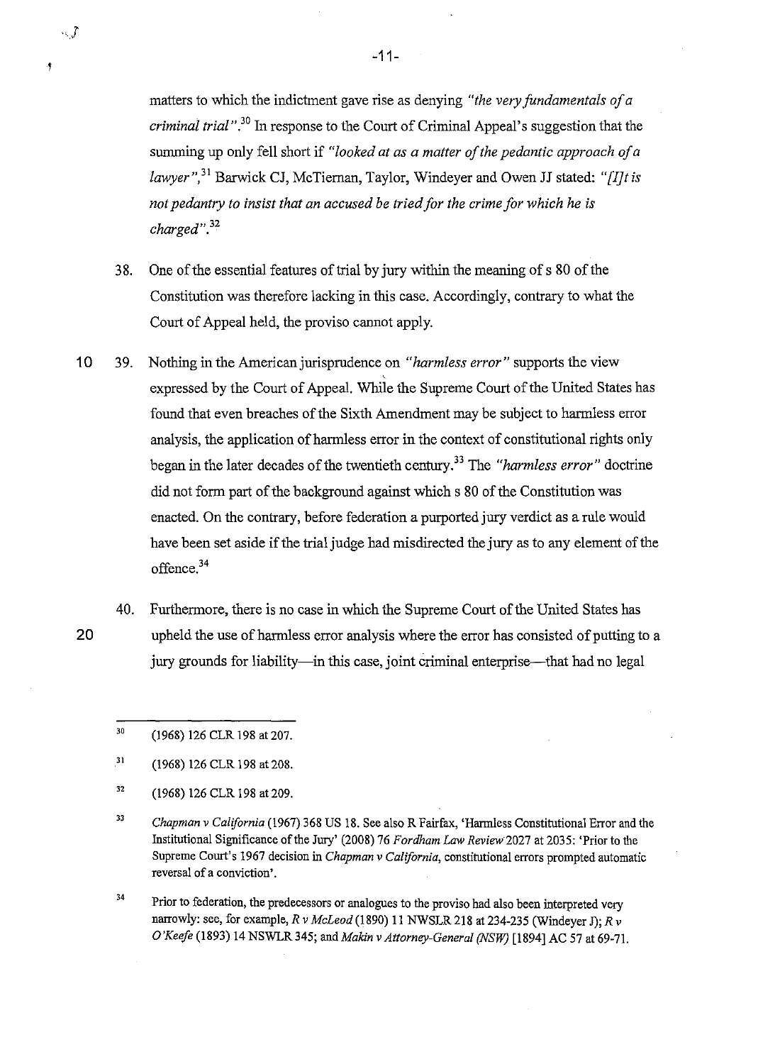matters to which the indictment gave rise as denying *"the very fundamentals of a criminal trial"*.[30] In response to the Court of Criminal Appeal's suggestion that the summing up only fell short if *"looked at as a matter of the pedantic approach of a lawyer"*,[31] Barwick CJ, McTiernan, Taylor, Windeyer and Owen JJ stated: *"[I]t is not pedantry to insist that an accused be tried for the crime for which he is charged"*.[32]

38. One of the essential features of trial by jury within the meaning of s 80 of the Constitution was therefore lacking in this case. Accordingly, contrary to what the Court of Appeal held, the proviso cannot apply.

39. Nothing in the American jurisprudence on *"harmless error"* supports the view expressed by the Court of Appeal. While the Supreme Court of the United States has found that even breaches of the Sixth Amendment may be subject to harmless error analysis, the application of harmless error in the context of constitutional rights only began in the later decades of the twentieth century.[33] The *"harmless error"* doctrine did not form part of the background against which s 80 of the Constitution was enacted. On the contrary, before federation a purported jury verdict as a rule would have been set aside if the trial judge had misdirected the jury as to any element of the offence.[34]

40. Furthermore, there is no case in which the Supreme Court of the United States has upheld the use of harmless error analysis where the error has consisted of putting to a jury grounds for liability—in this case, joint criminal enterprise—that had no legal

---

[30] (1968) 126 CLR 198 at 207.

[31] (1968) 126 CLR 198 at 208.

[32] (1968) 126 CLR 198 at 209.

[33] *Chapman v California* (1967) 368 US 18. See also R Fairfax, 'Harmless Constitutional Error and the Institutional Significance of the Jury' (2008) 76 *Fordham Law Review* 2027 at 2035: 'Prior to the Supreme Court's 1967 decision in *Chapman v California*, constitutional errors prompted automatic reversal of a conviction'.

[34] Prior to federation, the predecessors or analogues to the proviso had also been interpreted very narrowly: see, for example, *R v McLeod* (1890) 11 NWSLR 218 at 234-235 (Windeyer J); *R v O'Keefe* (1893) 14 NSWLR 345; and *Makin v Attorney-General (NSW)* [1894] AC 57 at 69-71.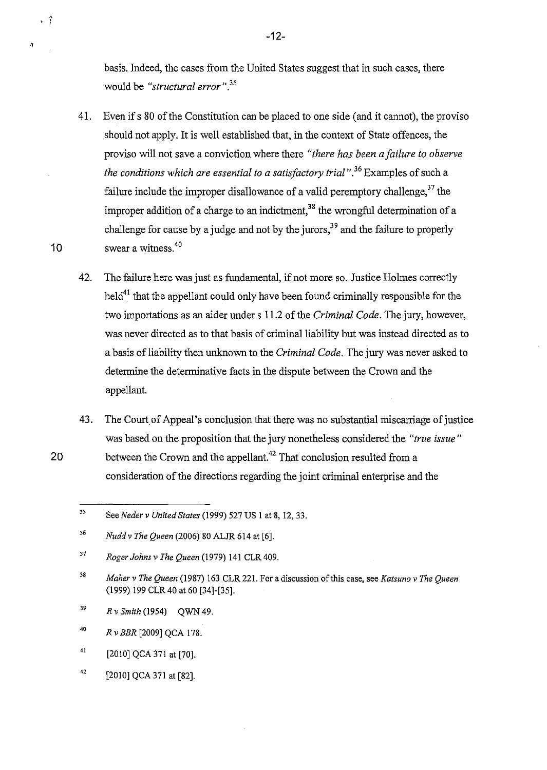basis. Indeed, the cases from the United States suggest that in such cases, there would be *"structural error"*.[35]

41. Even if s 80 of the Constitution can be placed to one side (and it cannot), the proviso should not apply. It is well established that, in the context of State offences, the proviso will not save a conviction where there *"there has been a failure to observe the conditions which are essential to a satisfactory trial"*.[36] Examples of such a failure include the improper disallowance of a valid peremptory challenge,[37] the improper addition of a charge to an indictment,[38] the wrongful determination of a challenge for cause by a judge and not by the jurors,[39] and the failure to properly swear a witness.[40]

42. The failure here was just as fundamental, if not more so. Justice Holmes correctly held[41] that the appellant could only have been found criminally responsible for the two importations as an aider under s 11.2 of the *Criminal Code*. The jury, however, was never directed as to that basis of criminal liability but was instead directed as to a basis of liability then unknown to the *Criminal Code*. The jury was never asked to determine the determinative facts in the dispute between the Crown and the appellant.

43. The Court of Appeal's conclusion that there was no substantial miscarriage of justice was based on the proposition that the jury nonetheless considered the *"true issue"* between the Crown and the appellant.[42] That conclusion resulted from a consideration of the directions regarding the joint criminal enterprise and the

---

[35] See *Neder v United States* (1999) 527 US 1 at 8, 12, 33.

[36] *Nudd v The Queen* (2006) 80 ALJR 614 at [6].

[37] *Roger Johns v The Queen* (1979) 141 CLR 409.

[38] *Maher v The Queen* (1987) 163 CLR 221. For a discussion of this case, see *Katsuno v The Queen* (1999) 199 CLR 40 at 60 [34]-[35].

[39] *R v Smith* (1954) QWN 49.

[40] *R v BBR* [2009] QCA 178.

[41] [2010] QCA 371 at [70].

[42] [2010] QCA 371 at [82].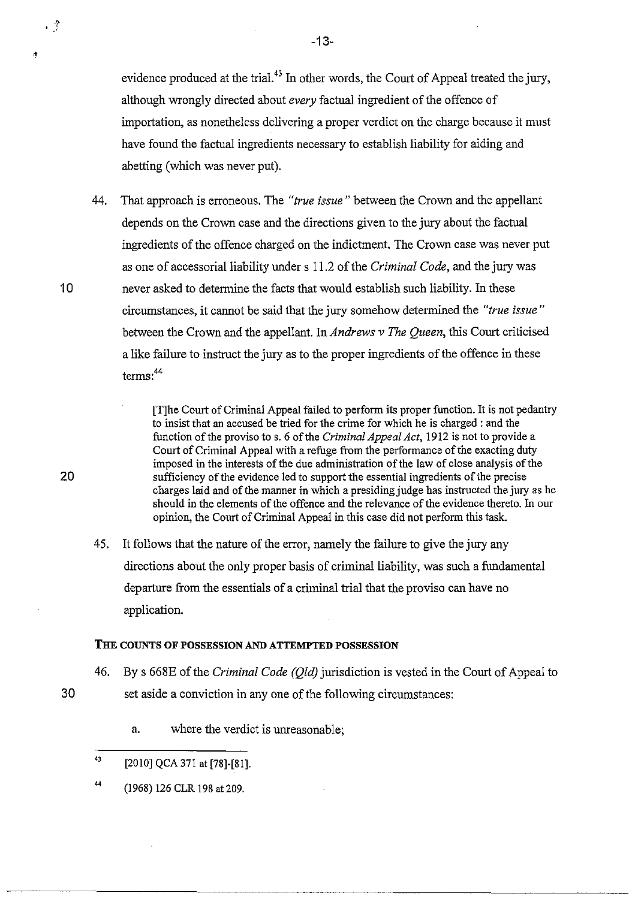evidence produced at the trial.[43] In other words, the Court of Appeal treated the jury, although wrongly directed about *every* factual ingredient of the offence of importation, as nonetheless delivering a proper verdict on the charge because it must have found the factual ingredients necessary to establish liability for aiding and abetting (which was never put).

44. That approach is erroneous. The *"true issue"* between the Crown and the appellant depends on the Crown case and the directions given to the jury about the factual ingredients of the offence charged on the indictment. The Crown case was never put as one of accessorial liability under s 11.2 of the *Criminal Code*, and the jury was never asked to determine the facts that would establish such liability. In these circumstances, it cannot be said that the jury somehow determined the *"true issue"* between the Crown and the appellant. In *Andrews v The Queen*, this Court criticised a like failure to instruct the jury as to the proper ingredients of the offence in these terms:[44]

> [T]he Court of Criminal Appeal failed to perform its proper function. It is not pedantry to insist that an accused be tried for the crime for which he is charged : and the function of the proviso to s. 6 of the *Criminal Appeal Act*, 1912 is not to provide a Court of Criminal Appeal with a refuge from the performance of the exacting duty imposed in the interests of the due administration of the law of close analysis of the sufficiency of the evidence led to support the essential ingredients of the precise charges laid and of the manner in which a presiding judge has instructed the jury as he should in the elements of the offence and the relevance of the evidence thereto. In our opinion, the Court of Criminal Appeal in this case did not perform this task.

45. It follows that the nature of the error, namely the failure to give the jury any directions about the only proper basis of criminal liability, was such a fundamental departure from the essentials of a criminal trial that the proviso can have no application.

## THE COUNTS OF POSSESSION AND ATTEMPTED POSSESSION

46. By s 668E of the *Criminal Code (Qld)* jurisdiction is vested in the Court of Appeal to set aside a conviction in any one of the following circumstances:

    a. where the verdict is unreasonable;

---

[43] [2010] QCA 371 at [78]-[81].

[44] (1968) 126 CLR 198 at 209.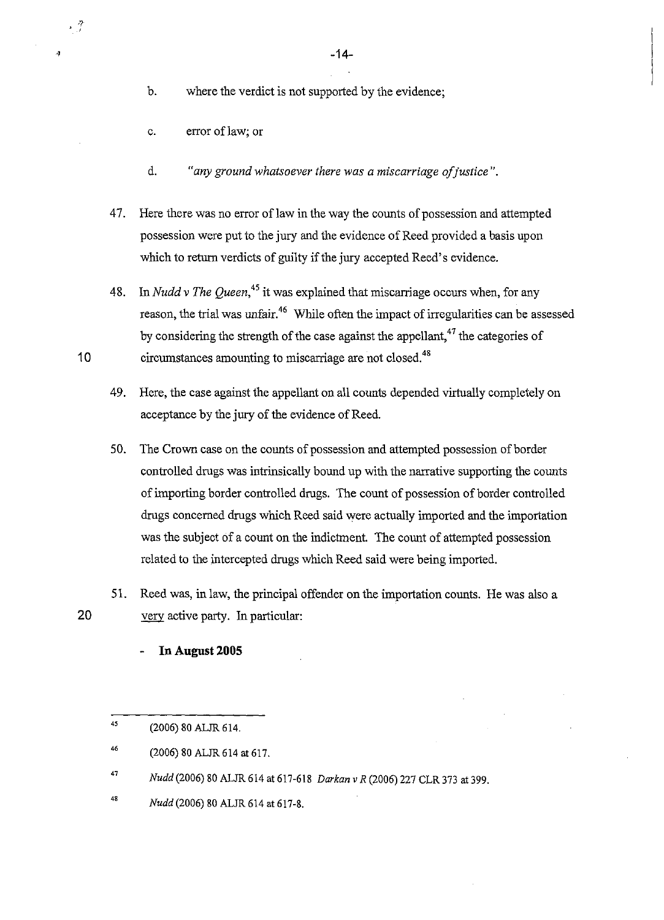b. where the verdict is not supported by the evidence;

c. error of law; or

d. *"any ground whatsoever there was a miscarriage of justice".*

47. Here there was no error of law in the way the counts of possession and attempted possession were put to the jury and the evidence of Reed provided a basis upon which to return verdicts of guilty if the jury accepted Reed's evidence.

48. In *Nudd v The Queen*,[45] it was explained that miscarriage occurs when, for any reason, the trial was unfair.[46] While often the impact of irregularities can be assessed by considering the strength of the case against the appellant,[47] the categories of circumstances amounting to miscarriage are not closed.[48]

49. Here, the case against the appellant on all counts depended virtually completely on acceptance by the jury of the evidence of Reed.

50. The Crown case on the counts of possession and attempted possession of border controlled drugs was intrinsically bound up with the narrative supporting the counts of importing border controlled drugs. The count of possession of border controlled drugs concerned drugs which Reed said were actually imported and the importation was the subject of a count on the indictment. The count of attempted possession related to the intercepted drugs which Reed said were being imported.

51. Reed was, in law, the principal offender on the importation counts. He was also a <u>very</u> active party. In particular:

- **In August 2005**

---

45 (2006) 80 ALJR 614.

46 (2006) 80 ALJR 614 at 617.

47 *Nudd* (2006) 80 ALJR 614 at 617-618 *Darkan v R* (2006) 227 CLR 373 at 399.

48 *Nudd* (2006) 80 ALJR 614 at 617-8.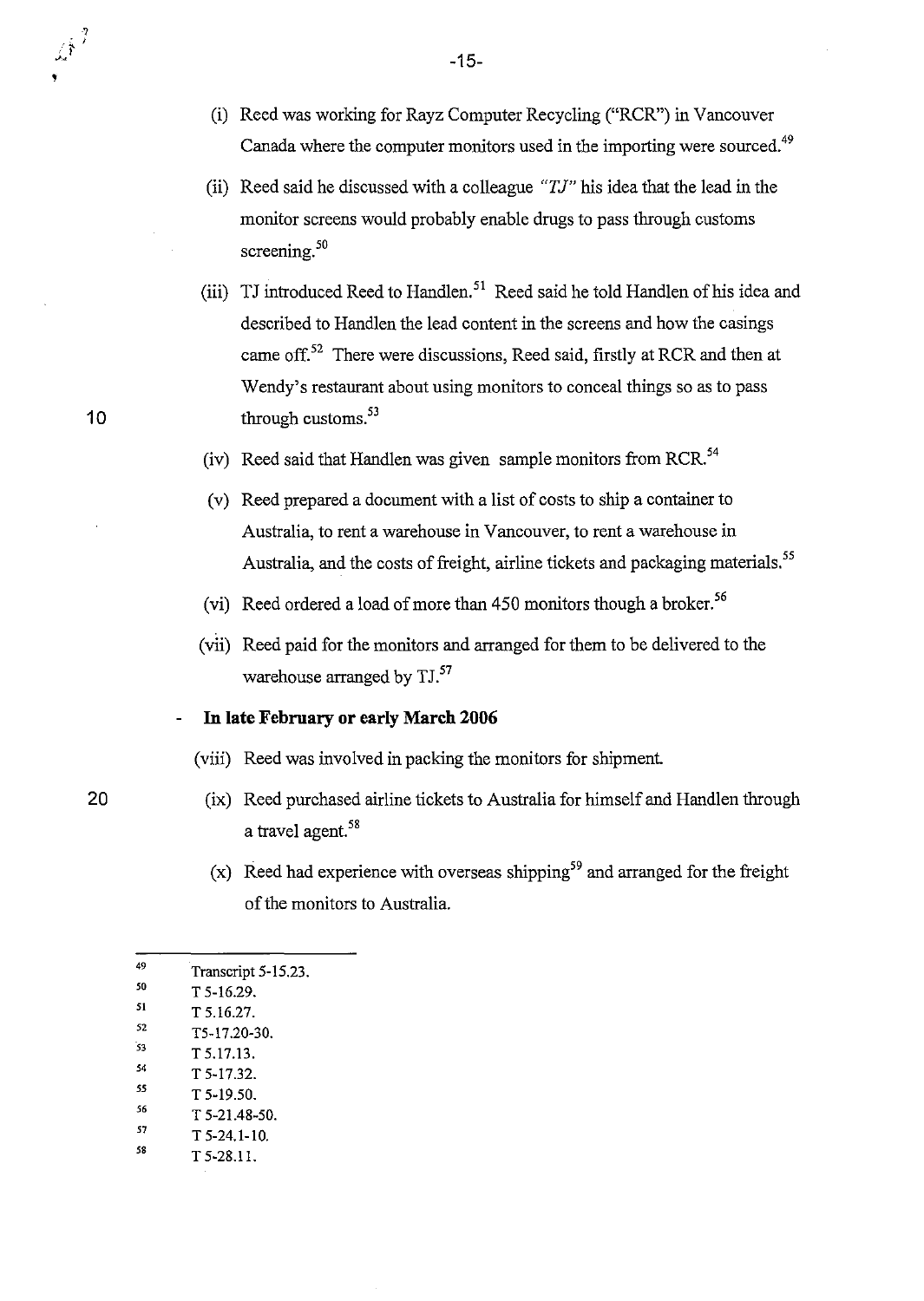(i) Reed was working for Rayz Computer Recycling ("RCR") in Vancouver Canada where the computer monitors used in the importing were sourced.[49]

(ii) Reed said he discussed with a colleague *"TJ"* his idea that the lead in the monitor screens would probably enable drugs to pass through customs screening.[50]

(iii) TJ introduced Reed to Handlen.[51] Reed said he told Handlen of his idea and described to Handlen the lead content in the screens and how the casings came off.[52] There were discussions, Reed said, firstly at RCR and then at Wendy's restaurant about using monitors to conceal things so as to pass through customs.[53]

(iv) Reed said that Handlen was given sample monitors from RCR.[54]

(v) Reed prepared a document with a list of costs to ship a container to Australia, to rent a warehouse in Vancouver, to rent a warehouse in Australia, and the costs of freight, airline tickets and packaging materials.[55]

(vi) Reed ordered a load of more than 450 monitors though a broker.[56]

(vii) Reed paid for the monitors and arranged for them to be delivered to the warehouse arranged by TJ.[57]

- **In late February or early March 2006**

(viii) Reed was involved in packing the monitors for shipment.

(ix) Reed purchased airline tickets to Australia for himself and Handlen through a travel agent.[58]

(x) Reed had experience with overseas shipping[59] and arranged for the freight of the monitors to Australia.

---

[49] Transcript 5-15.23.
[50] T 5-16.29.
[51] T 5.16.27.
[52] T5-17.20-30.
[53] T 5.17.13.
[54] T 5-17.32.
[55] T 5-19.50.
[56] T 5-21.48-50.
[57] T 5-24.1-10.
[58] T 5-28.11.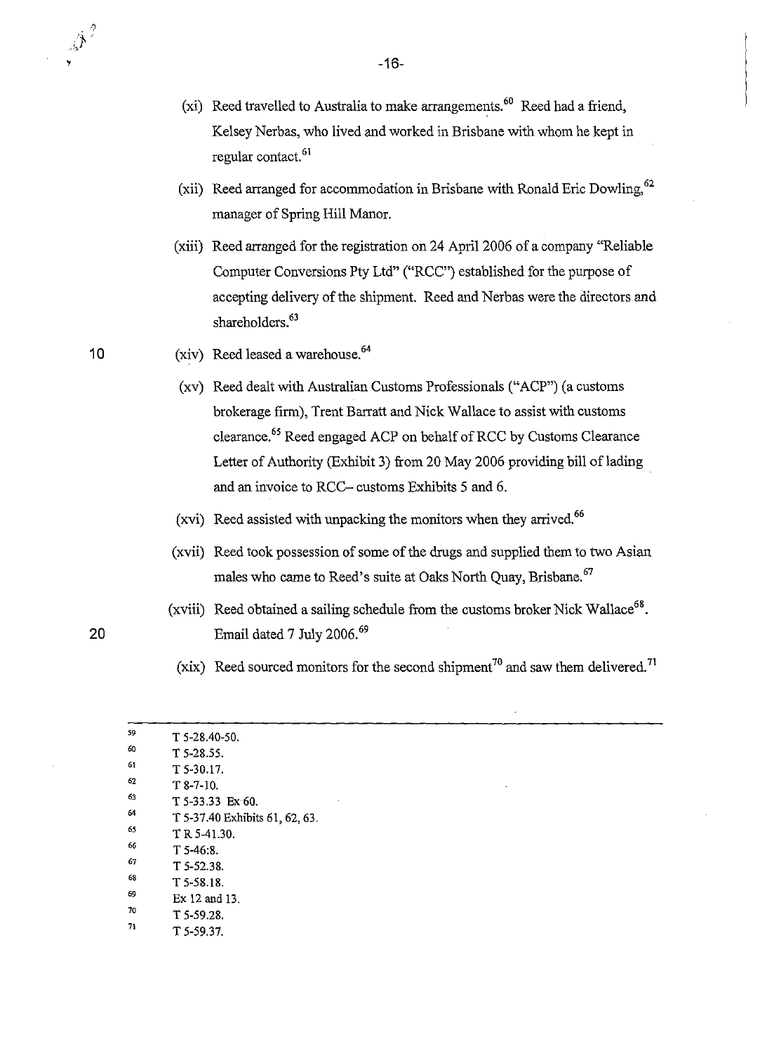(xi) Reed travelled to Australia to make arrangements.[60] Reed had a friend, Kelsey Nerbas, who lived and worked in Brisbane with whom he kept in regular contact.[61]

(xii) Reed arranged for accommodation in Brisbane with Ronald Eric Dowling,[62] manager of Spring Hill Manor.

(xiii) Reed arranged for the registration on 24 April 2006 of a company "Reliable Computer Conversions Pty Ltd" ("RCC") established for the purpose of accepting delivery of the shipment. Reed and Nerbas were the directors and shareholders.[63]

(xiv) Reed leased a warehouse.[64]

(xv) Reed dealt with Australian Customs Professionals ("ACP") (a customs brokerage firm), Trent Barratt and Nick Wallace to assist with customs clearance.[65] Reed engaged ACP on behalf of RCC by Customs Clearance Letter of Authority (Exhibit 3) from 20 May 2006 providing bill of lading and an invoice to RCC– customs Exhibits 5 and 6.

(xvi) Reed assisted with unpacking the monitors when they arrived.[66]

(xvii) Reed took possession of some of the drugs and supplied them to two Asian males who came to Reed's suite at Oaks North Quay, Brisbane.[67]

(xviii) Reed obtained a sailing schedule from the customs broker Nick Wallace[68]. Email dated 7 July 2006.[69]

(xix) Reed sourced monitors for the second shipment[70] and saw them delivered.[71]

---

59 T 5-28.40-50.
60 T 5-28.55.
61 T 5-30.17.
62 T 8-7-10.
63 T 5-33.33 Ex 60.
64 T 5-37.40 Exhibits 61, 62, 63.
65 T R 5-41.30.
66 T 5-46:8.
67 T 5-52.38.
68 T 5-58.18.
69 Ex 12 and 13.
70 T 5-59.28.
71 T 5-59.37.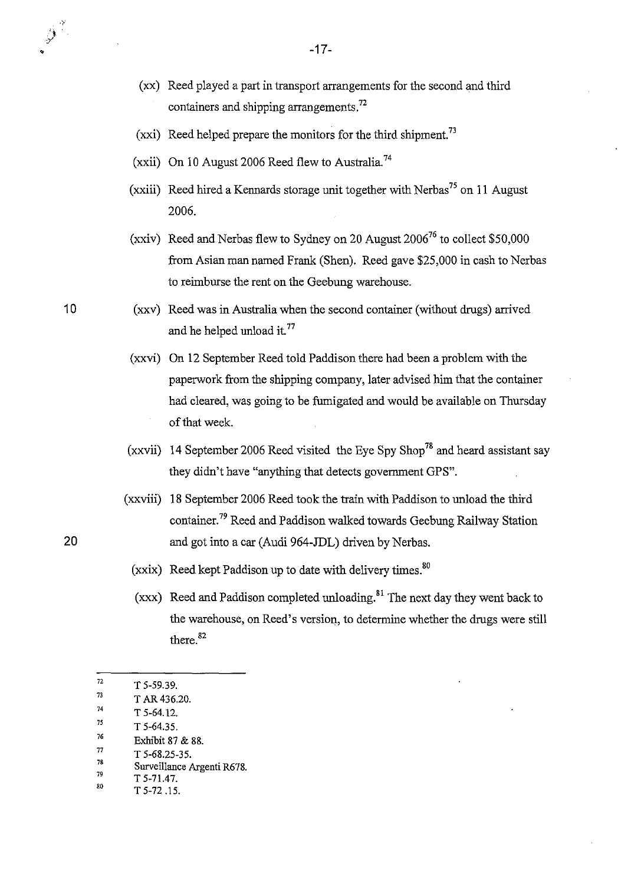(xx) Reed played a part in transport arrangements for the second and third containers and shipping arrangements.[72]

(xxi) Reed helped prepare the monitors for the third shipment.[73]

(xxii) On 10 August 2006 Reed flew to Australia.[74]

(xxiii) Reed hired a Kennards storage unit together with Nerbas[75] on 11 August 2006.

(xxiv) Reed and Nerbas flew to Sydney on 20 August 2006[76] to collect $50,000 from Asian man named Frank (Shen). Reed gave $25,000 in cash to Nerbas to reimburse the rent on the Geebung warehouse.

(xxv) Reed was in Australia when the second container (without drugs) arrived and he helped unload it.[77]

(xxvi) On 12 September Reed told Paddison there had been a problem with the paperwork from the shipping company, later advised him that the container had cleared, was going to be fumigated and would be available on Thursday of that week.

(xxvii) 14 September 2006 Reed visited the Eye Spy Shop[78] and heard assistant say they didn't have "anything that detects government GPS".

(xxviii) 18 September 2006 Reed took the train with Paddison to unload the third container.[79] Reed and Paddison walked towards Geebung Railway Station and got into a car (Audi 964-JDL) driven by Nerbas.

(xxix) Reed kept Paddison up to date with delivery times.[80]

(xxx) Reed and Paddison completed unloading.[81] The next day they went back to the warehouse, on Reed's version, to determine whether the drugs were still there.[82]

---

[72] T 5-59.39.

[73] T AR 436.20.

[74] T 5-64.12.

[75] T 5-64.35.

[76] Exhibit 87 & 88.

[77] T 5-68.25-35.

[78] Surveillance Argenti R678.

[79] T 5-71.47.

[80] T 5-72 .15.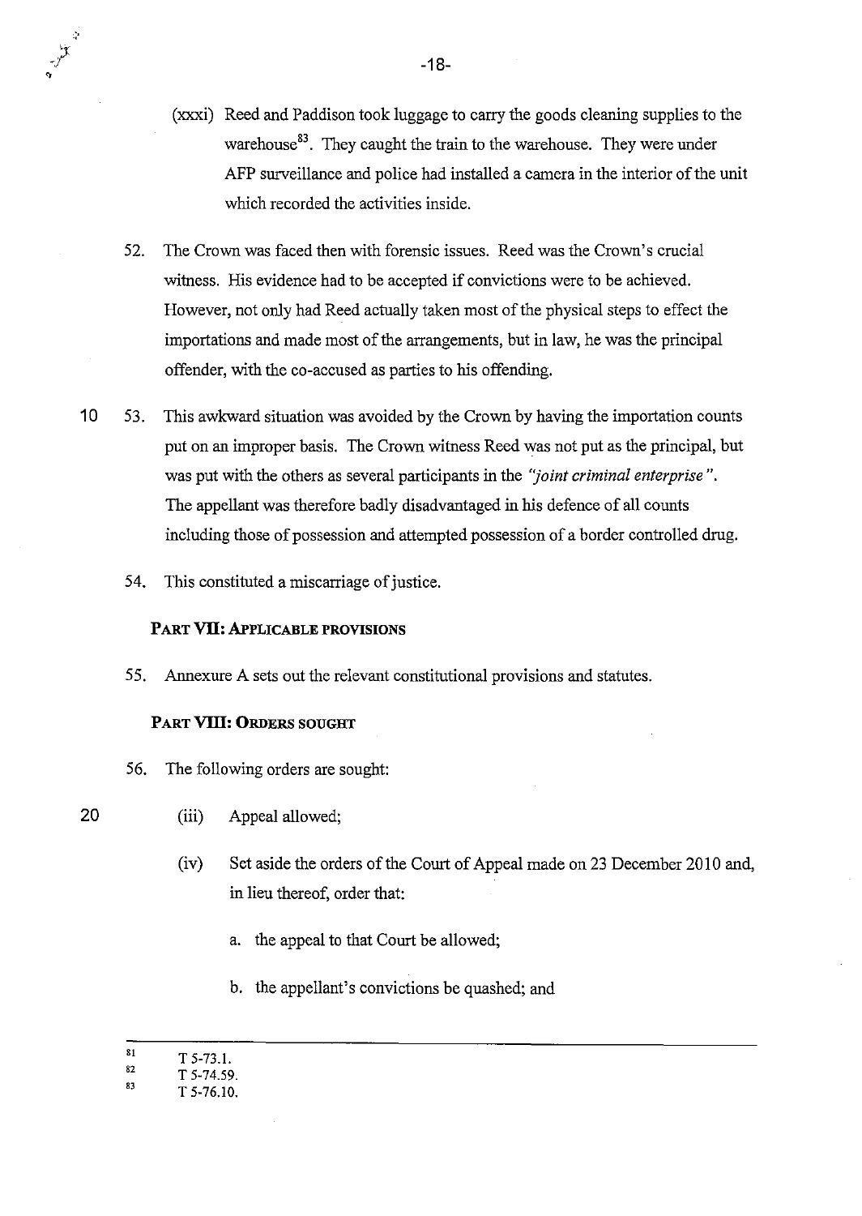(xxxi) Reed and Paddison took luggage to carry the goods cleaning supplies to the warehouse[83]. They caught the train to the warehouse. They were under AFP surveillance and police had installed a camera in the interior of the unit which recorded the activities inside.

52. The Crown was faced then with forensic issues. Reed was the Crown's crucial witness. His evidence had to be accepted if convictions were to be achieved. However, not only had Reed actually taken most of the physical steps to effect the importations and made most of the arrangements, but in law, he was the principal offender, with the co-accused as parties to his offending.

53. This awkward situation was avoided by the Crown by having the importation counts put on an improper basis. The Crown witness Reed was not put as the principal, but was put with the others as several participants in the *"joint criminal enterprise"*. The appellant was therefore badly disadvantaged in his defence of all counts including those of possession and attempted possession of a border controlled drug.

54. This constituted a miscarriage of justice.

## PART VII: APPLICABLE PROVISIONS

55. Annexure A sets out the relevant constitutional provisions and statutes.

## PART VIII: ORDERS SOUGHT

56. The following orders are sought:

    (iii) Appeal allowed;

    (iv) Set aside the orders of the Court of Appeal made on 23 December 2010 and, in lieu thereof, order that:

    a. the appeal to that Court be allowed;

    b. the appellant's convictions be quashed; and

---

[81] T 5-73.1.

[82] T 5-74.59.

[83] T 5-76.10.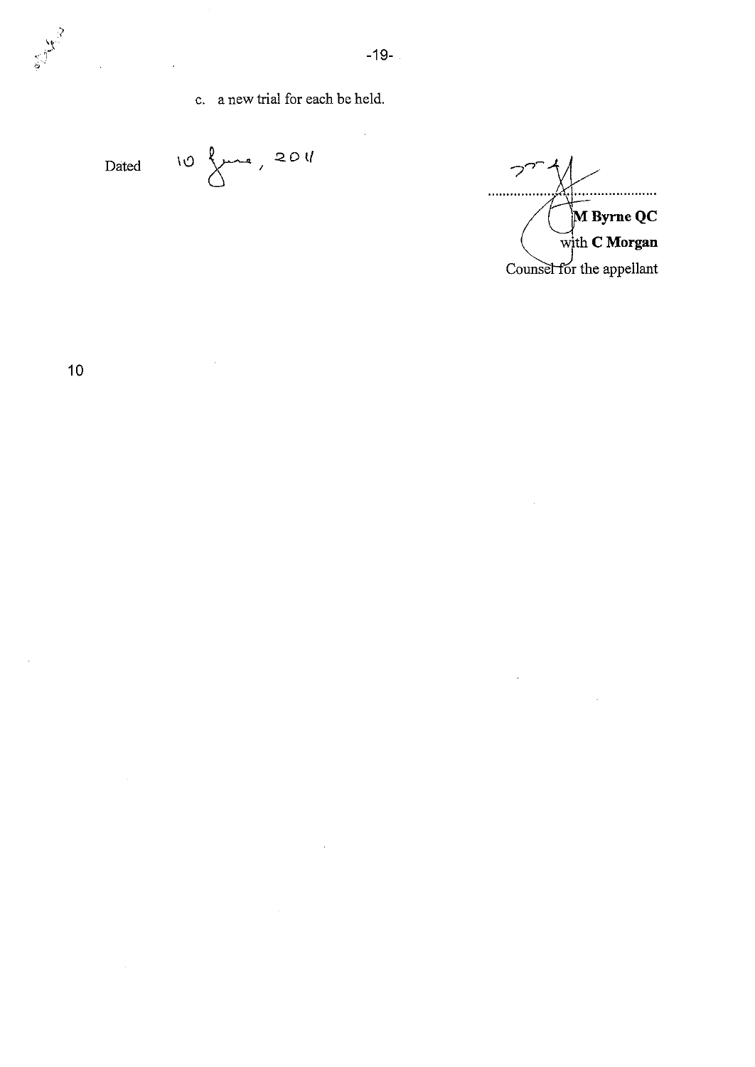c. a new trial for each be held.

Dated 10 June, 2011

M Byrne QC
with C Morgan
Counsel for the appellant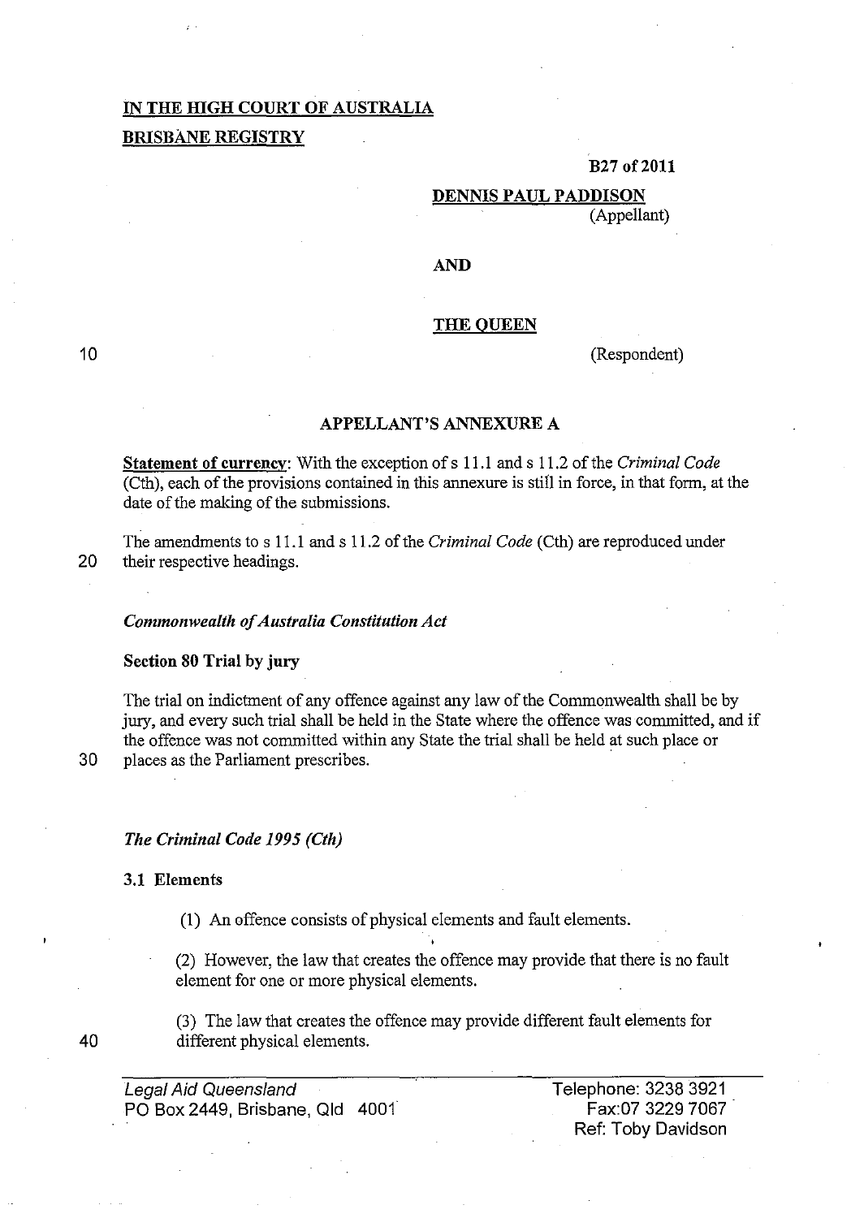**IN THE HIGH COURT OF AUSTRALIA**

**BRISBANE REGISTRY**

**B27 of 2011**

**DENNIS PAUL PADDISON**

(Appellant)

**AND**

**THE QUEEN**

(Respondent)

## APPELLANT'S ANNEXURE A

**Statement of currency**: With the exception of s 11.1 and s 11.2 of the *Criminal Code* (Cth), each of the provisions contained in this annexure is still in force, in that form, at the date of the making of the submissions.

The amendments to s 11.1 and s 11.2 of the *Criminal Code* (Cth) are reproduced under their respective headings.

### *Commonwealth of Australia Constitution Act*

**Section 80 Trial by jury**

The trial on indictment of any offence against any law of the Commonwealth shall be by jury, and every such trial shall be held in the State where the offence was committed, and if the offence was not committed within any State the trial shall be held at such place or places as the Parliament prescribes.

### *The Criminal Code 1995 (Cth)*

**3.1 Elements**

(1) An offence consists of physical elements and fault elements.

(2) However, the law that creates the offence may provide that there is no fault element for one or more physical elements.

(3) The law that creates the offence may provide different fault elements for different physical elements.

*Legal Aid Queensland*
PO Box 2449, Brisbane, Qld 4001

Telephone: 3238 3921
Fax:07 3229 7067
Ref: Toby Davidson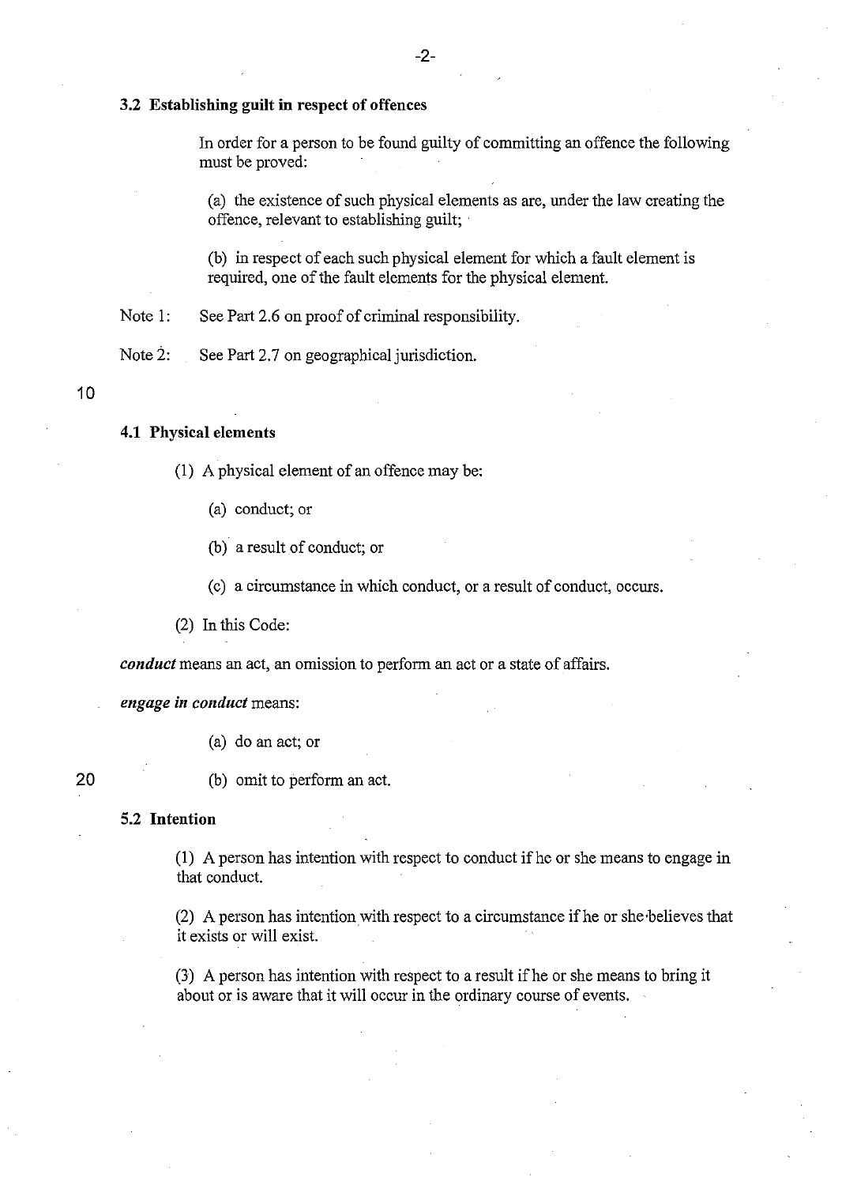### 3.2 Establishing guilt in respect of offences

In order for a person to be found guilty of committing an offence the following must be proved:

(a) the existence of such physical elements as are, under the law creating the offence, relevant to establishing guilt;

(b) in respect of each such physical element for which a fault element is required, one of the fault elements for the physical element.

Note 1: See Part 2.6 on proof of criminal responsibility.

Note 2: See Part 2.7 on geographical jurisdiction.

### 4.1 Physical elements

(1) A physical element of an offence may be:

(a) conduct; or

(b) a result of conduct; or

(c) a circumstance in which conduct, or a result of conduct, occurs.

(2) In this Code:

***conduct*** means an act, an omission to perform an act or a state of affairs.

***engage in conduct*** means:

(a) do an act; or

(b) omit to perform an act.

### 5.2 Intention

(1) A person has intention with respect to conduct if he or she means to engage in that conduct.

(2) A person has intention with respect to a circumstance if he or she believes that it exists or will exist.

(3) A person has intention with respect to a result if he or she means to bring it about or is aware that it will occur in the ordinary course of events.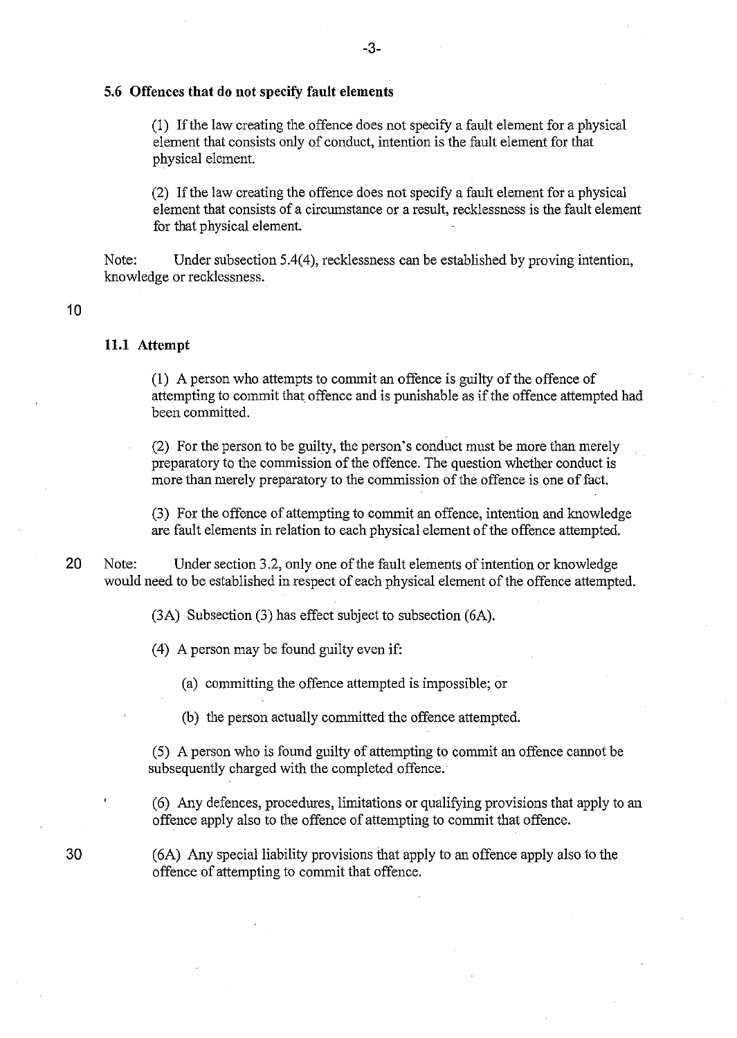### 5.6 Offences that do not specify fault elements

(1) If the law creating the offence does not specify a fault element for a physical element that consists only of conduct, intention is the fault element for that physical element.

(2) If the law creating the offence does not specify a fault element for a physical element that consists of a circumstance or a result, recklessness is the fault element for that physical element.

Note: Under subsection 5.4(4), recklessness can be established by proving intention, knowledge or recklessness.

### 11.1 Attempt

(1) A person who attempts to commit an offence is guilty of the offence of attempting to commit that offence and is punishable as if the offence attempted had been committed.

(2) For the person to be guilty, the person's conduct must be more than merely preparatory to the commission of the offence. The question whether conduct is more than merely preparatory to the commission of the offence is one of fact.

(3) For the offence of attempting to commit an offence, intention and knowledge are fault elements in relation to each physical element of the offence attempted.

Note: Under section 3.2, only one of the fault elements of intention or knowledge would need to be established in respect of each physical element of the offence attempted.

(3A) Subsection (3) has effect subject to subsection (6A).

(4) A person may be found guilty even if:

(a) committing the offence attempted is impossible; or

(b) the person actually committed the offence attempted.

(5) A person who is found guilty of attempting to commit an offence cannot be subsequently charged with the completed offence.

(6) Any defences, procedures, limitations or qualifying provisions that apply to an offence apply also to the offence of attempting to commit that offence.

(6A) Any special liability provisions that apply to an offence apply also to the offence of attempting to commit that offence.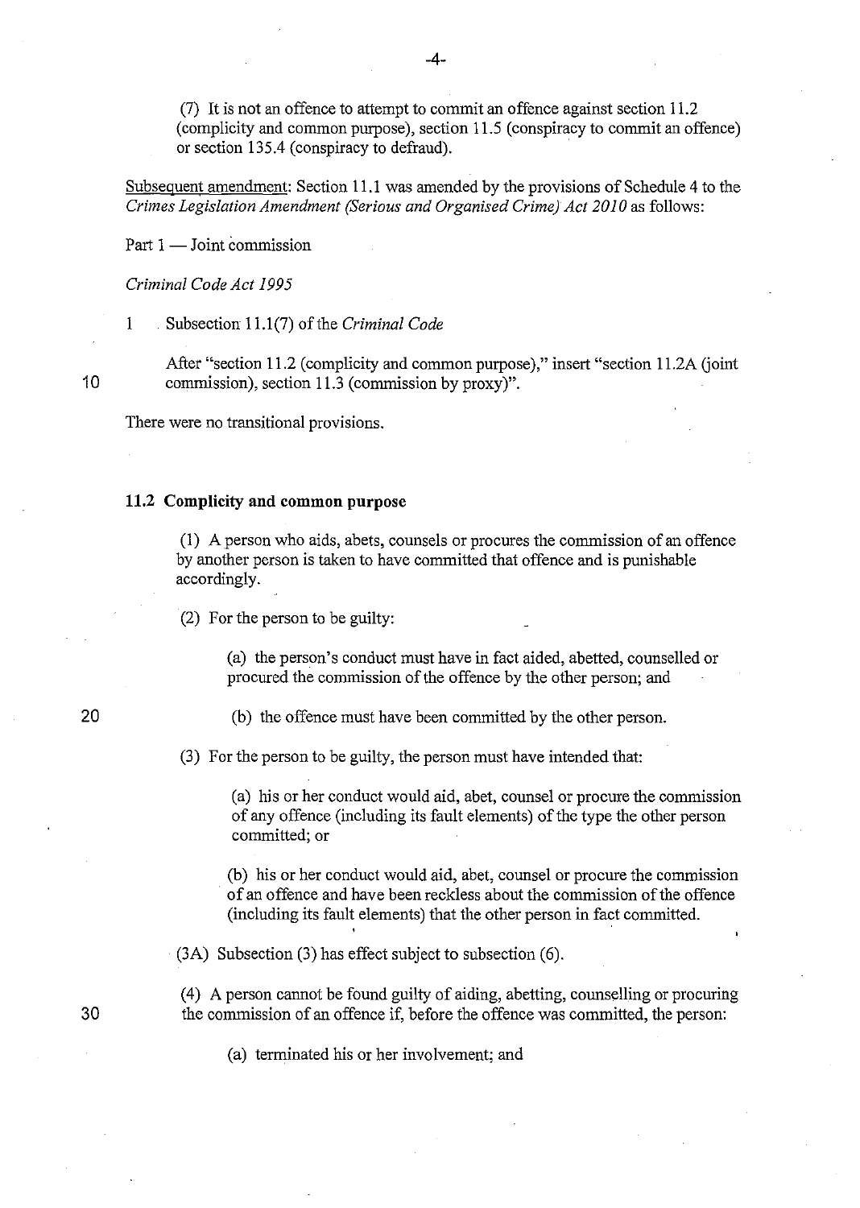(7) It is not an offence to attempt to commit an offence against section 11.2 (complicity and common purpose), section 11.5 (conspiracy to commit an offence) or section 135.4 (conspiracy to defraud).

Subsequent amendment: Section 11.1 was amended by the provisions of Schedule 4 to the *Crimes Legislation Amendment (Serious and Organised Crime) Act 2010* as follows:

Part 1 — Joint commission

*Criminal Code Act 1995*

1 Subsection 11.1(7) of the *Criminal Code*

After "section 11.2 (complicity and common purpose)," insert "section 11.2A (joint commission), section 11.3 (commission by proxy)".

There were no transitional provisions.

**11.2 Complicity and common purpose**

(1) A person who aids, abets, counsels or procures the commission of an offence by another person is taken to have committed that offence and is punishable accordingly.

(2) For the person to be guilty:

(a) the person's conduct must have in fact aided, abetted, counselled or procured the commission of the offence by the other person; and

(b) the offence must have been committed by the other person.

(3) For the person to be guilty, the person must have intended that:

(a) his or her conduct would aid, abet, counsel or procure the commission of any offence (including its fault elements) of the type the other person committed; or

(b) his or her conduct would aid, abet, counsel or procure the commission of an offence and have been reckless about the commission of the offence (including its fault elements) that the other person in fact committed.

(3A) Subsection (3) has effect subject to subsection (6).

(4) A person cannot be found guilty of aiding, abetting, counselling or procuring the commission of an offence if, before the offence was committed, the person:

(a) terminated his or her involvement; and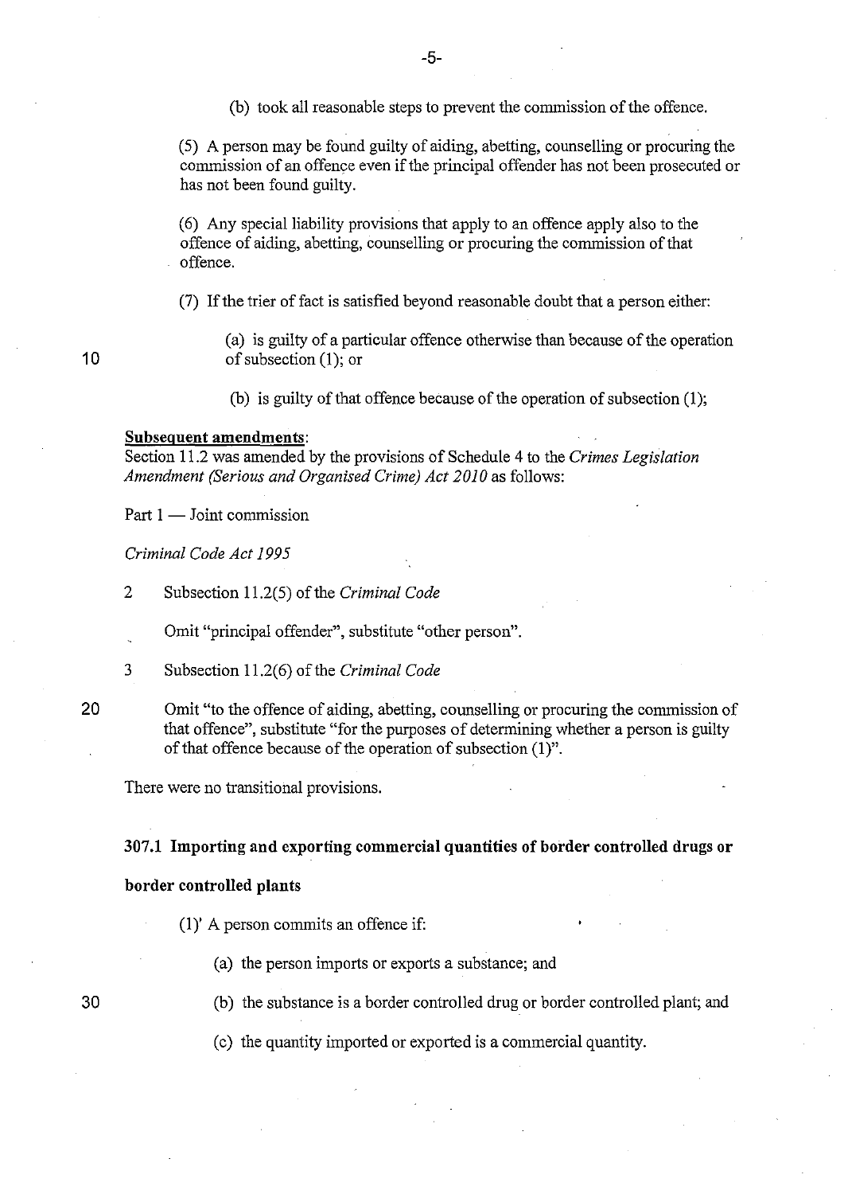(b) took all reasonable steps to prevent the commission of the offence.

(5) A person may be found guilty of aiding, abetting, counselling or procuring the commission of an offence even if the principal offender has not been prosecuted or has not been found guilty.

(6) Any special liability provisions that apply to an offence apply also to the offence of aiding, abetting, counselling or procuring the commission of that offence.

(7) If the trier of fact is satisfied beyond reasonable doubt that a person either:

(a) is guilty of a particular offence otherwise than because of the operation of subsection (1); or

(b) is guilty of that offence because of the operation of subsection (1);

**Subsequent amendments**:
Section 11.2 was amended by the provisions of Schedule 4 to the *Crimes Legislation Amendment (Serious and Organised Crime) Act 2010* as follows:

Part 1 — Joint commission

*Criminal Code Act 1995*

2 Subsection 11.2(5) of the *Criminal Code*

Omit "principal offender", substitute "other person".

3 Subsection 11.2(6) of the *Criminal Code*

Omit "to the offence of aiding, abetting, counselling or procuring the commission of that offence", substitute "for the purposes of determining whether a person is guilty of that offence because of the operation of subsection (1)".

There were no transitional provisions.

**307.1 Importing and exporting commercial quantities of border controlled drugs or border controlled plants**

(1) A person commits an offence if:

(a) the person imports or exports a substance; and

(b) the substance is a border controlled drug or border controlled plant; and

(c) the quantity imported or exported is a commercial quantity.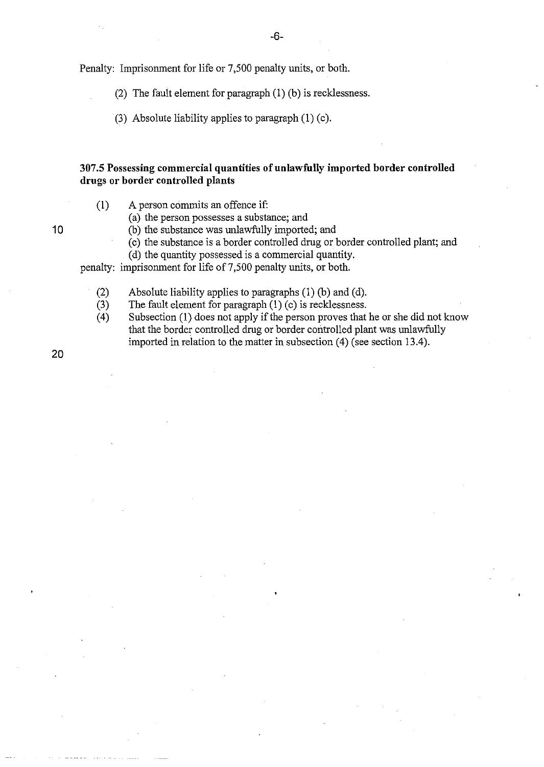Penalty: Imprisonment for life or 7,500 penalty units, or both.

(2) The fault element for paragraph (1) (b) is recklessness.

(3) Absolute liability applies to paragraph (1) (c).

**307.5 Possessing commercial quantities of unlawfully imported border controlled drugs or border controlled plants**

(1) A person commits an offence if:
   (a) the person possesses a substance; and
   (b) the substance was unlawfully imported; and
   (c) the substance is a border controlled drug or border controlled plant; and
   (d) the quantity possessed is a commercial quantity.

penalty: imprisonment for life of 7,500 penalty units, or both.

(2) Absolute liability applies to paragraphs (1) (b) and (d).
(3) The fault element for paragraph (1) (c) is recklessness.
(4) Subsection (1) does not apply if the person proves that he or she did not know that the border controlled drug or border controlled plant was unlawfully imported in relation to the matter in subsection (4) (see section 13.4).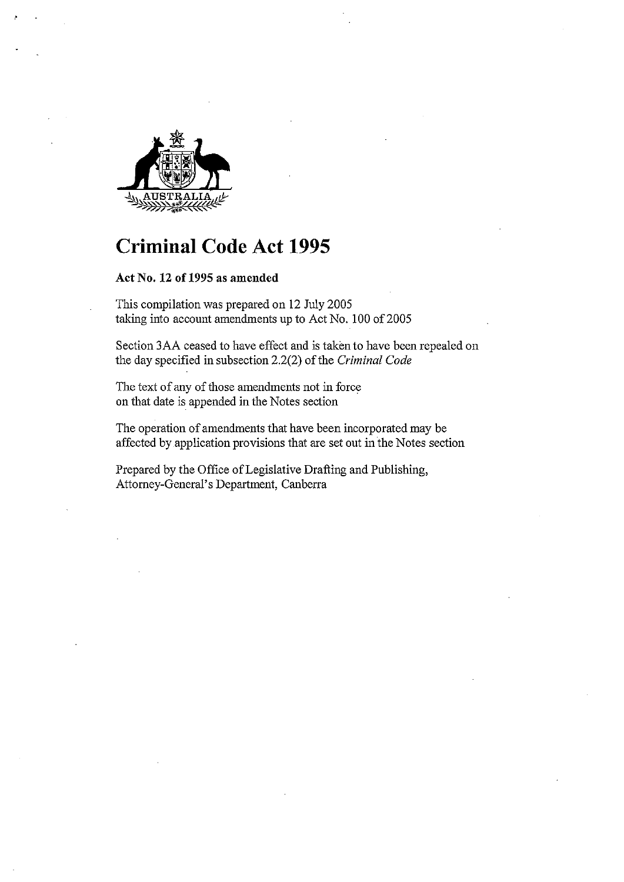AUSTRALIA

# Criminal Code Act 1995

**Act No. 12 of 1995 as amended**

This compilation was prepared on 12 July 2005
taking into account amendments up to Act No. 100 of 2005

Section 3AA ceased to have effect and is taken to have been repealed on the day specified in subsection 2.2(2) of the *Criminal Code*

The text of any of those amendments not in force on that date is appended in the Notes section

The operation of amendments that have been incorporated may be affected by application provisions that are set out in the Notes section

Prepared by the Office of Legislative Drafting and Publishing, Attorney-General's Department, Canberra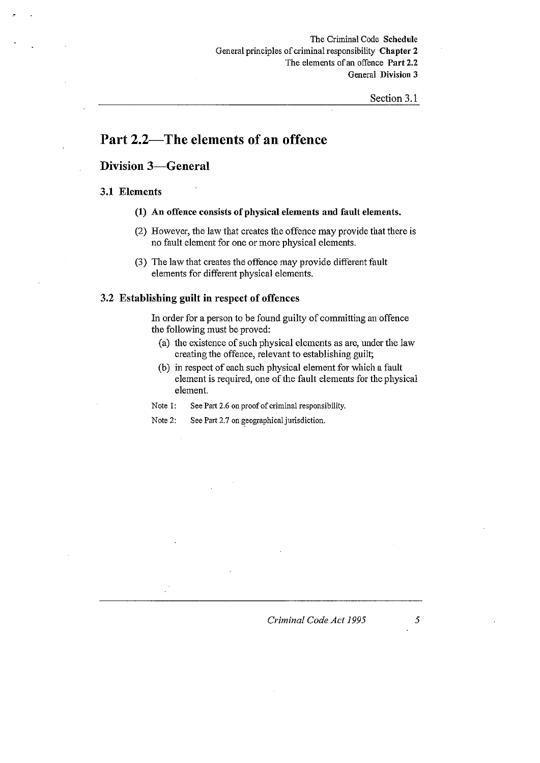# Part 2.2—The elements of an offence

## Division 3—General

### 3.1 Elements

**(1) An offence consists of physical elements and fault elements.**

(2) However, the law that creates the offence may provide that there is no fault element for one or more physical elements.

(3) The law that creates the offence may provide different fault elements for different physical elements.

### 3.2 Establishing guilt in respect of offences

In order for a person to be found guilty of committing an offence the following must be proved:

(a) the existence of such physical elements as are, under the law creating the offence, relevant to establishing guilt;

(b) in respect of each such physical element for which a fault element is required, one of the fault elements for the physical element.

Note 1: See Part 2.6 on proof of criminal responsibility.

Note 2: See Part 2.7 on geographical jurisdiction.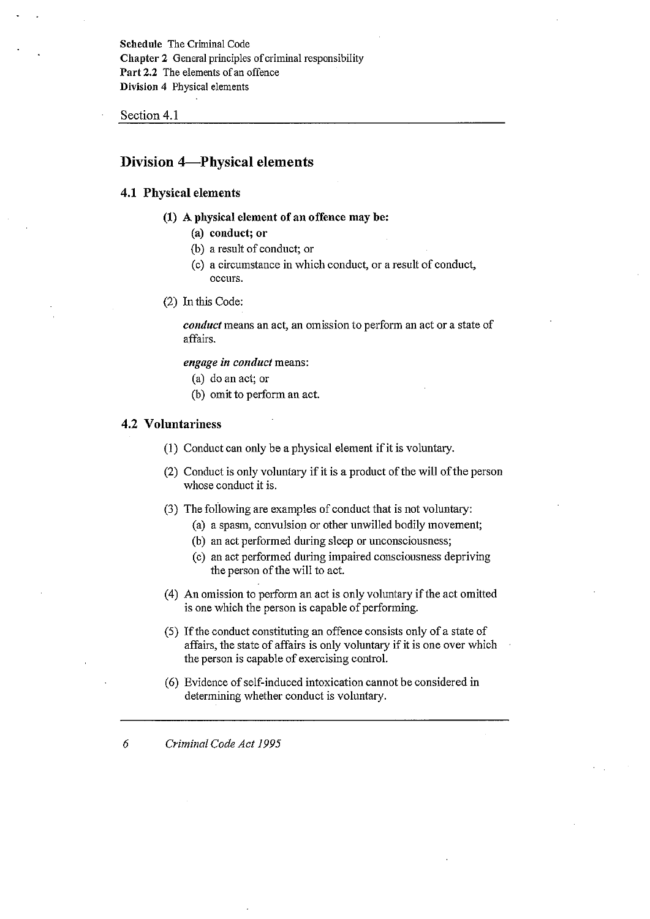## Division 4—Physical elements

### 4.1 Physical elements

**(1) A physical element of an offence may be:**

**(a) conduct; or**

(b) a result of conduct; or

(c) a circumstance in which conduct, or a result of conduct, occurs.

(2) In this Code:

***conduct*** means an act, an omission to perform an act or a state of affairs.

***engage in conduct*** means:

(a) do an act; or

(b) omit to perform an act.

### 4.2 Voluntariness

(1) Conduct can only be a physical element if it is voluntary.

(2) Conduct is only voluntary if it is a product of the will of the person whose conduct it is.

(3) The following are examples of conduct that is not voluntary:

(a) a spasm, convulsion or other unwilled bodily movement;

(b) an act performed during sleep or unconsciousness;

(c) an act performed during impaired consciousness depriving the person of the will to act.

(4) An omission to perform an act is only voluntary if the act omitted is one which the person is capable of performing.

(5) If the conduct constituting an offence consists only of a state of affairs, the state of affairs is only voluntary if it is one over which the person is capable of exercising control.

(6) Evidence of self-induced intoxication cannot be considered in determining whether conduct is voluntary.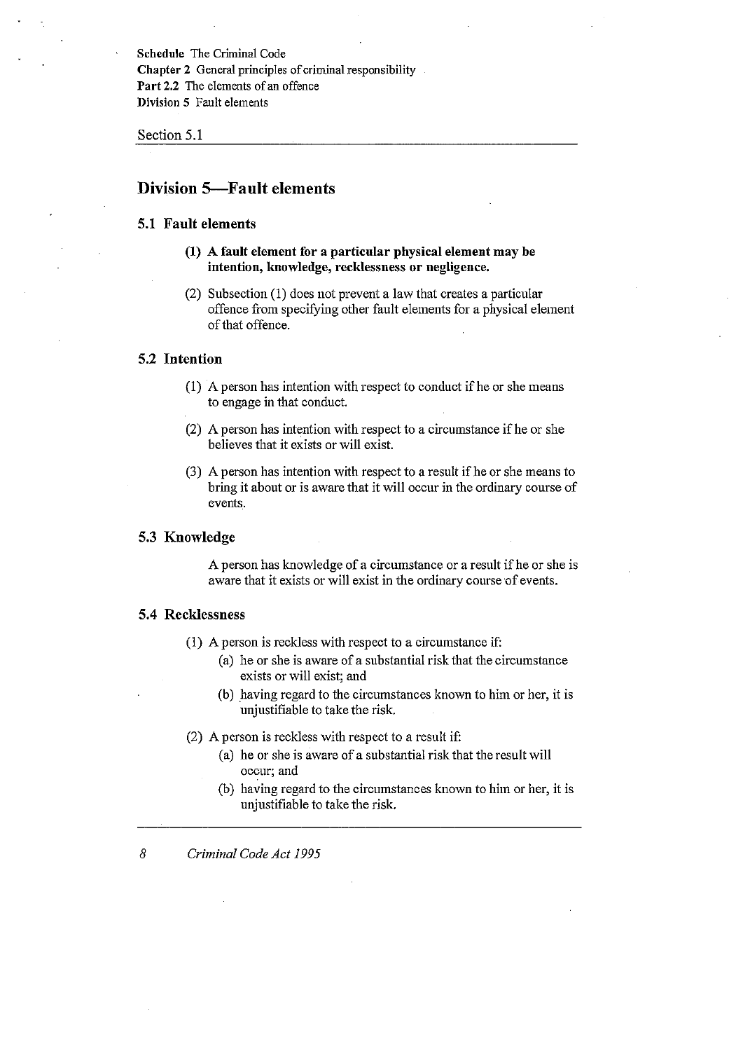## Division 5—Fault elements

### 5.1 Fault elements

**(1) A fault element for a particular physical element may be intention, knowledge, recklessness or negligence.**

(2) Subsection (1) does not prevent a law that creates a particular offence from specifying other fault elements for a physical element of that offence.

### 5.2 Intention

(1) A person has intention with respect to conduct if he or she means to engage in that conduct.

(2) A person has intention with respect to a circumstance if he or she believes that it exists or will exist.

(3) A person has intention with respect to a result if he or she means to bring it about or is aware that it will occur in the ordinary course of events.

### 5.3 Knowledge

A person has knowledge of a circumstance or a result if he or she is aware that it exists or will exist in the ordinary course of events.

### 5.4 Recklessness

(1) A person is reckless with respect to a circumstance if:

- (a) he or she is aware of a substantial risk that the circumstance exists or will exist; and
- (b) having regard to the circumstances known to him or her, it is unjustifiable to take the risk.

(2) A person is reckless with respect to a result if:

- (a) he or she is aware of a substantial risk that the result will occur; and
- (b) having regard to the circumstances known to him or her, it is unjustifiable to take the risk.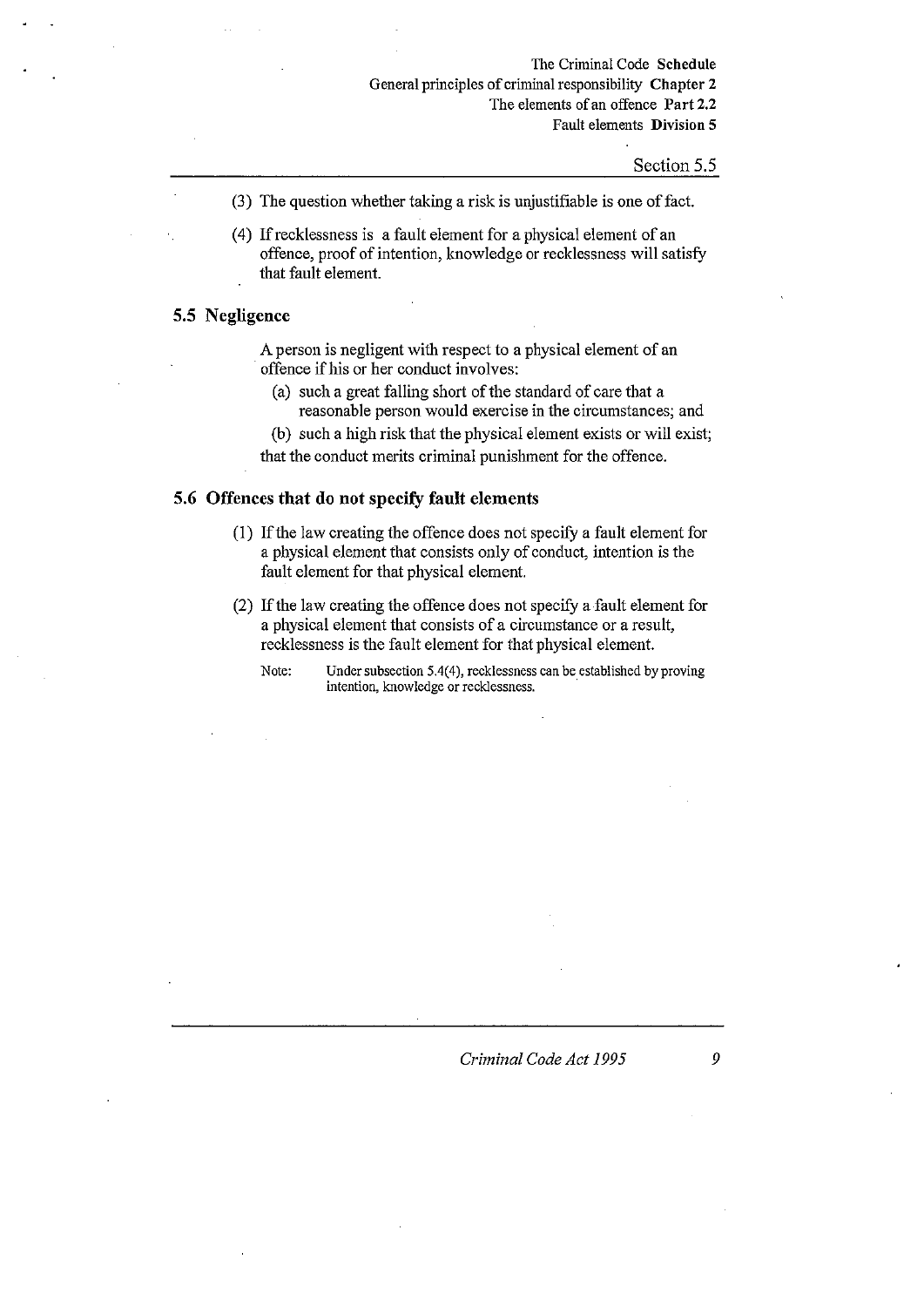(3) The question whether taking a risk is unjustifiable is one of fact.

(4) If recklessness is a fault element for a physical element of an offence, proof of intention, knowledge or recklessness will satisfy that fault element.

### 5.5 Negligence

A person is negligent with respect to a physical element of an offence if his or her conduct involves:

(a) such a great falling short of the standard of care that a reasonable person would exercise in the circumstances; and

(b) such a high risk that the physical element exists or will exist;

that the conduct merits criminal punishment for the offence.

### 5.6 Offences that do not specify fault elements

(1) If the law creating the offence does not specify a fault element for a physical element that consists only of conduct, intention is the fault element for that physical element.

(2) If the law creating the offence does not specify a fault element for a physical element that consists of a circumstance or a result, recklessness is the fault element for that physical element.

Note: Under subsection 5.4(4), recklessness can be established by proving intention, knowledge or recklessness.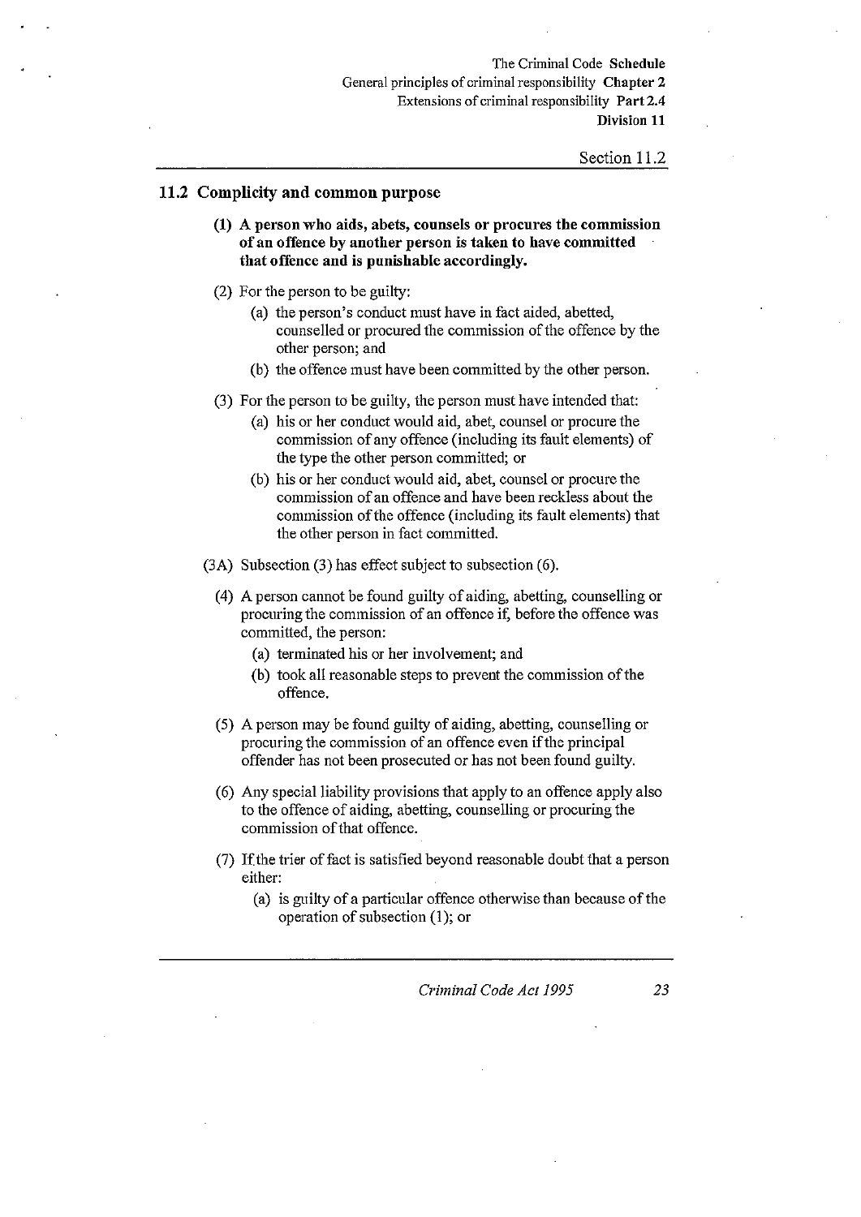## 11.2 Complicity and common purpose

**(1) A person who aids, abets, counsels or procures the commission of an offence by another person is taken to have committed that offence and is punishable accordingly.**

(2) For the person to be guilty:

(a) the person's conduct must have in fact aided, abetted, counselled or procured the commission of the offence by the other person; and

(b) the offence must have been committed by the other person.

(3) For the person to be guilty, the person must have intended that:

(a) his or her conduct would aid, abet, counsel or procure the commission of any offence (including its fault elements) of the type the other person committed; or

(b) his or her conduct would aid, abet, counsel or procure the commission of an offence and have been reckless about the commission of the offence (including its fault elements) that the other person in fact committed.

(3A) Subsection (3) has effect subject to subsection (6).

(4) A person cannot be found guilty of aiding, abetting, counselling or procuring the commission of an offence if, before the offence was committed, the person:

(a) terminated his or her involvement; and

(b) took all reasonable steps to prevent the commission of the offence.

(5) A person may be found guilty of aiding, abetting, counselling or procuring the commission of an offence even if the principal offender has not been prosecuted or has not been found guilty.

(6) Any special liability provisions that apply to an offence apply also to the offence of aiding, abetting, counselling or procuring the commission of that offence.

(7) If the trier of fact is satisfied beyond reasonable doubt that a person either:

(a) is guilty of a particular offence otherwise than because of the operation of subsection (1); or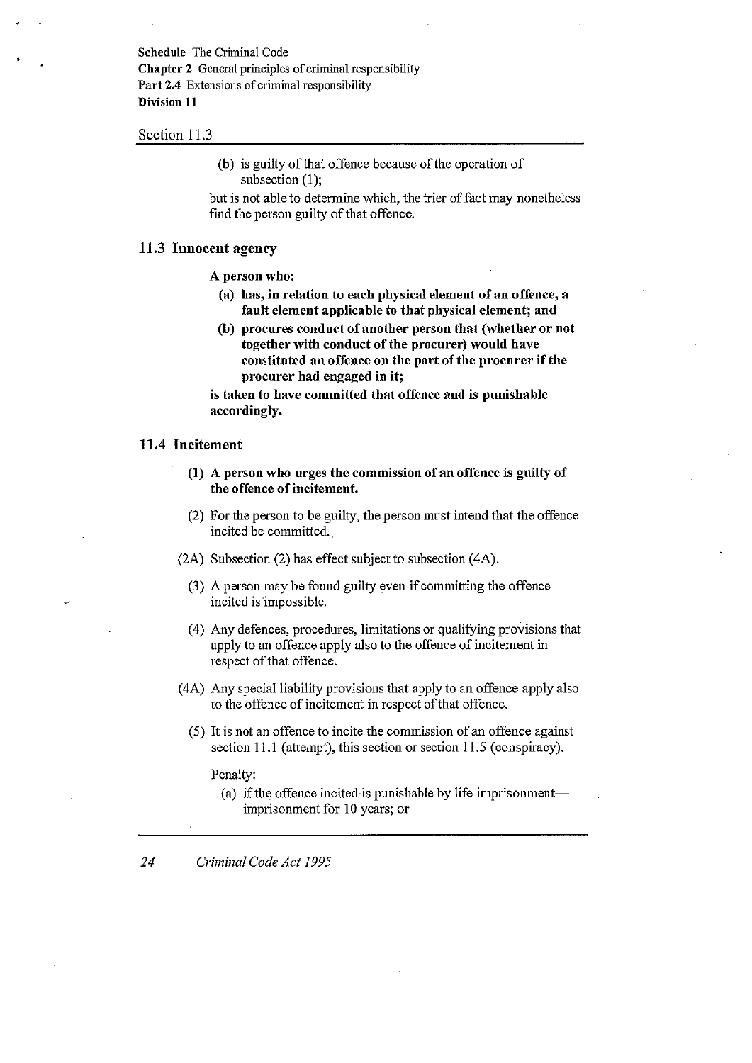(b) is guilty of that offence because of the operation of subsection (1);

but is not able to determine which, the trier of fact may nonetheless find the person guilty of that offence.

### 11.3 Innocent agency

**A person who:**

**(a) has, in relation to each physical element of an offence, a fault element applicable to that physical element; and**

**(b) procures conduct of another person that (whether or not together with conduct of the procurer) would have constituted an offence on the part of the procurer if the procurer had engaged in it;**

**is taken to have committed that offence and is punishable accordingly.**

### 11.4 Incitement

**(1) A person who urges the commission of an offence is guilty of the offence of incitement.**

(2) For the person to be guilty, the person must intend that the offence incited be committed.

(2A) Subsection (2) has effect subject to subsection (4A).

(3) A person may be found guilty even if committing the offence incited is impossible.

(4) Any defences, procedures, limitations or qualifying provisions that apply to an offence apply also to the offence of incitement in respect of that offence.

(4A) Any special liability provisions that apply to an offence apply also to the offence of incitement in respect of that offence.

(5) It is not an offence to incite the commission of an offence against section 11.1 (attempt), this section or section 11.5 (conspiracy).

Penalty:

(a) if the offence incited is punishable by life imprisonment—imprisonment for 10 years; or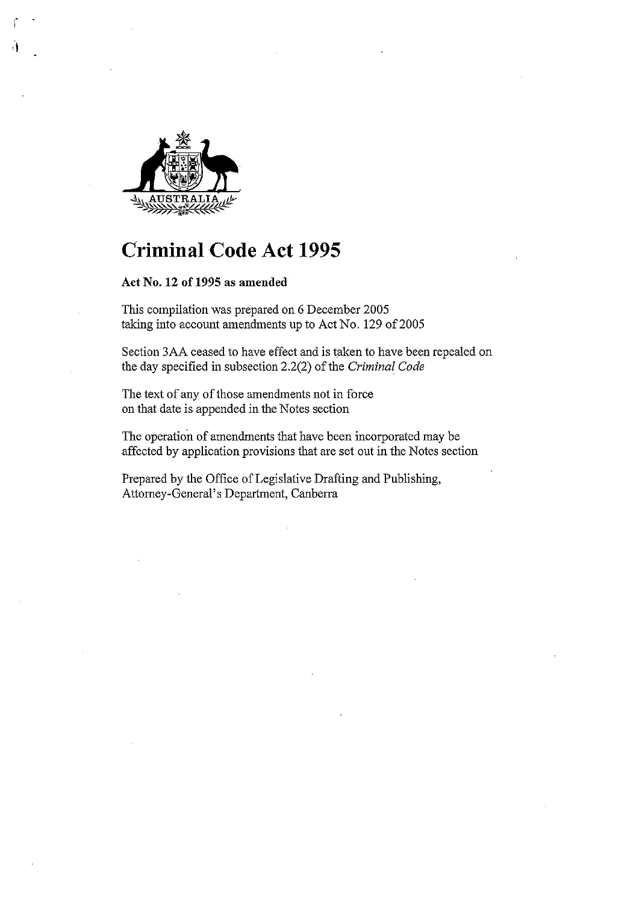# Criminal Code Act 1995

**Act No. 12 of 1995 as amended**

This compilation was prepared on 6 December 2005
taking into account amendments up to Act No. 129 of 2005

Section 3AA ceased to have effect and is taken to have been repealed on the day specified in subsection 2.2(2) of the *Criminal Code*

The text of any of those amendments not in force on that date is appended in the Notes section

The operation of amendments that have been incorporated may be affected by application provisions that are set out in the Notes section

Prepared by the Office of Legislative Drafting and Publishing,
Attorney-General's Department, Canberra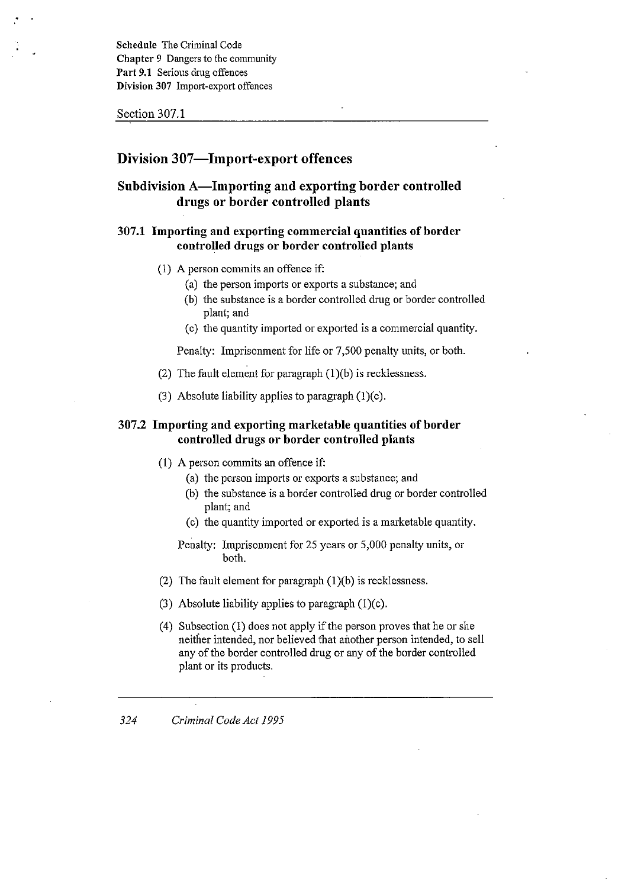## Division 307—Import-export offences

### Subdivision A—Importing and exporting border controlled drugs or border controlled plants

#### 307.1 Importing and exporting commercial quantities of border controlled drugs or border controlled plants

(1) A person commits an offence if:

(a) the person imports or exports a substance; and

(b) the substance is a border controlled drug or border controlled plant; and

(c) the quantity imported or exported is a commercial quantity.

Penalty: Imprisonment for life or 7,500 penalty units, or both.

(2) The fault element for paragraph (1)(b) is recklessness.

(3) Absolute liability applies to paragraph (1)(c).

#### 307.2 Importing and exporting marketable quantities of border controlled drugs or border controlled plants

(1) A person commits an offence if:

(a) the person imports or exports a substance; and

(b) the substance is a border controlled drug or border controlled plant; and

(c) the quantity imported or exported is a marketable quantity.

Penalty: Imprisonment for 25 years or 5,000 penalty units, or both.

(2) The fault element for paragraph (1)(b) is recklessness.

(3) Absolute liability applies to paragraph (1)(c).

(4) Subsection (1) does not apply if the person proves that he or she neither intended, nor believed that another person intended, to sell any of the border controlled drug or any of the border controlled plant or its products.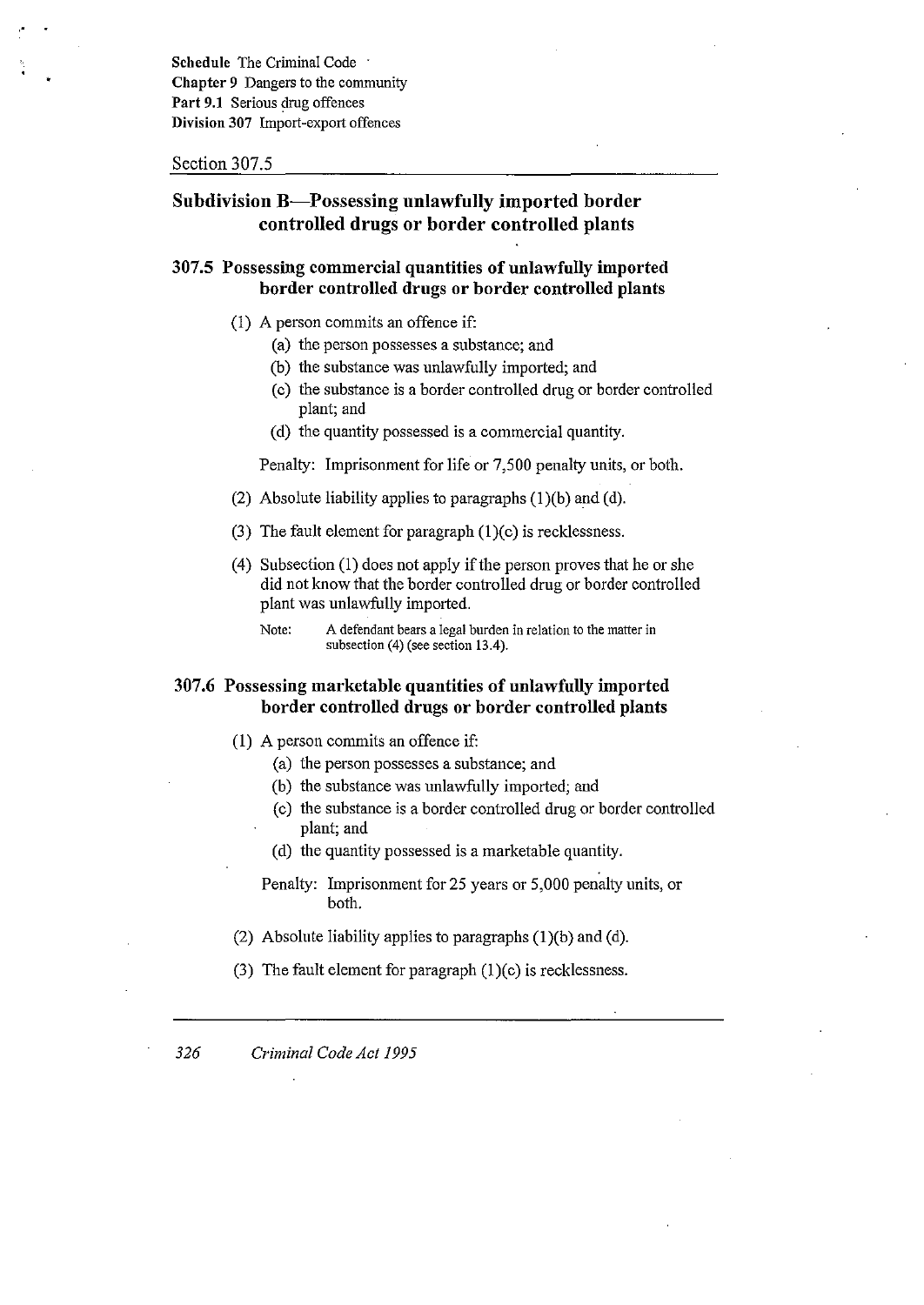## Subdivision B—Possessing unlawfully imported border controlled drugs or border controlled plants

### 307.5 Possessing commercial quantities of unlawfully imported border controlled drugs or border controlled plants

(1) A person commits an offence if:

  (a) the person possesses a substance; and

  (b) the substance was unlawfully imported; and

  (c) the substance is a border controlled drug or border controlled plant; and

  (d) the quantity possessed is a commercial quantity.

Penalty: Imprisonment for life or 7,500 penalty units, or both.

(2) Absolute liability applies to paragraphs (1)(b) and (d).

(3) The fault element for paragraph (1)(c) is recklessness.

(4) Subsection (1) does not apply if the person proves that he or she did not know that the border controlled drug or border controlled plant was unlawfully imported.

Note: A defendant bears a legal burden in relation to the matter in subsection (4) (see section 13.4).

### 307.6 Possessing marketable quantities of unlawfully imported border controlled drugs or border controlled plants

(1) A person commits an offence if:

  (a) the person possesses a substance; and

  (b) the substance was unlawfully imported; and

  (c) the substance is a border controlled drug or border controlled plant; and

  (d) the quantity possessed is a marketable quantity.

Penalty: Imprisonment for 25 years or 5,000 penalty units, or both.

(2) Absolute liability applies to paragraphs (1)(b) and (d).

(3) The fault element for paragraph (1)(c) is recklessness.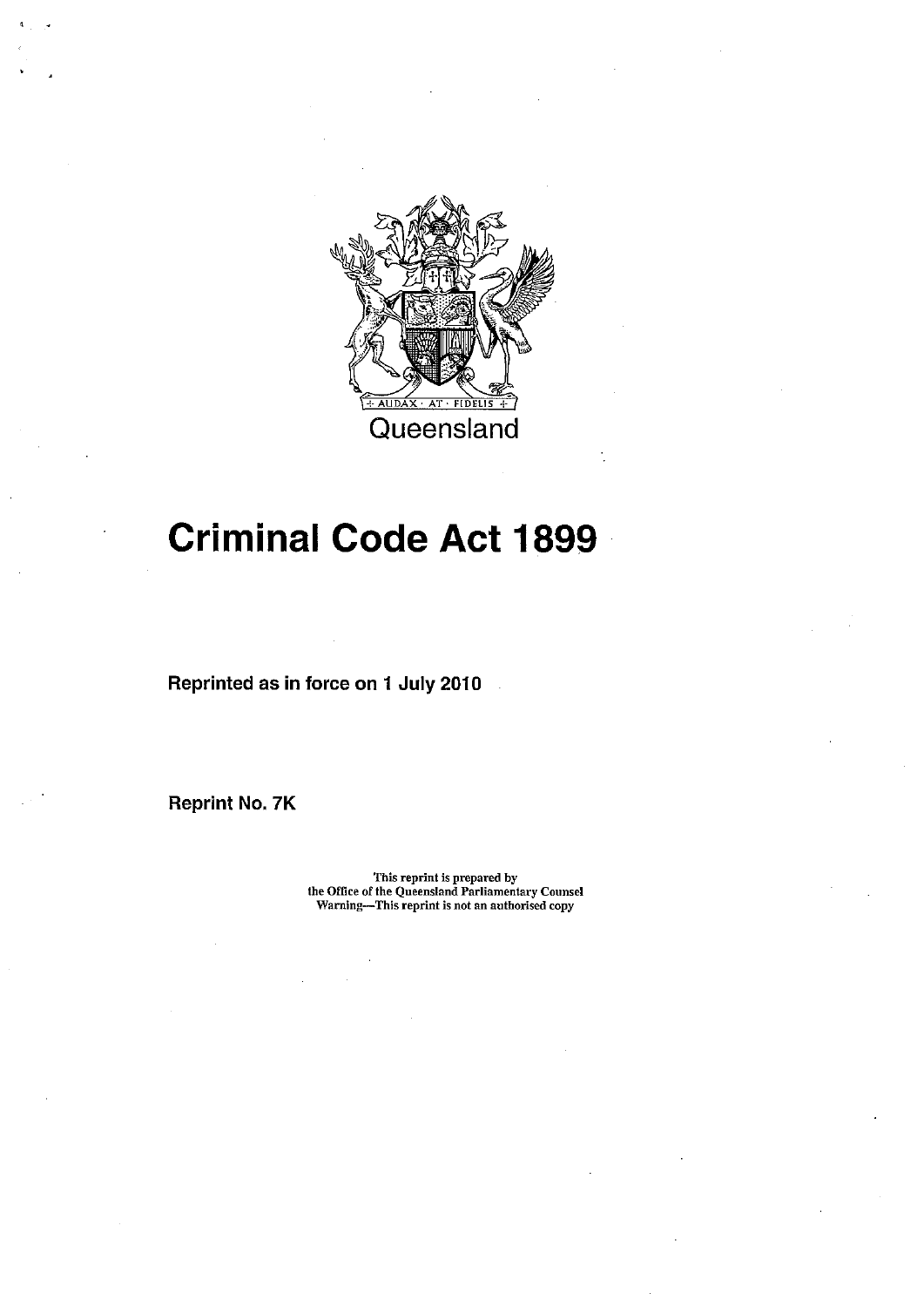Queensland

# Criminal Code Act 1899

**Reprinted as in force on 1 July 2010**

**Reprint No. 7K**

This reprint is prepared by
the Office of the Queensland Parliamentary Counsel
Warning—This reprint is not an authorised copy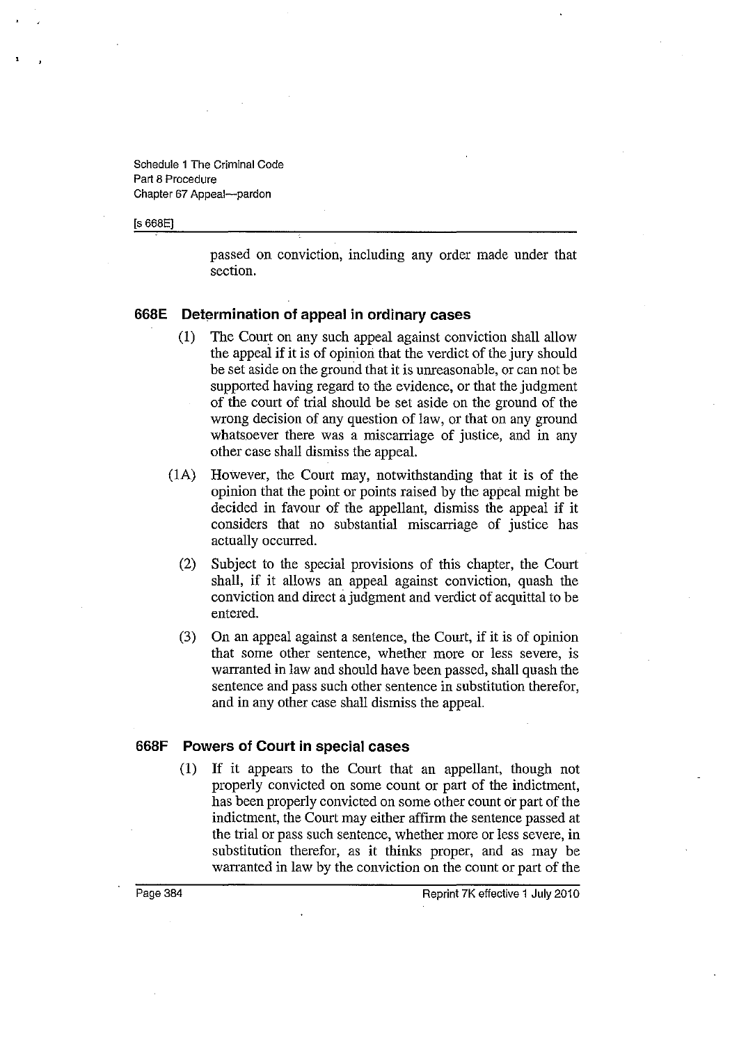passed on conviction, including any order made under that section.

### 668E Determination of appeal in ordinary cases

(1) The Court on any such appeal against conviction shall allow the appeal if it is of opinion that the verdict of the jury should be set aside on the ground that it is unreasonable, or can not be supported having regard to the evidence, or that the judgment of the court of trial should be set aside on the ground of the wrong decision of any question of law, or that on any ground whatsoever there was a miscarriage of justice, and in any other case shall dismiss the appeal.

(1A) However, the Court may, notwithstanding that it is of the opinion that the point or points raised by the appeal might be decided in favour of the appellant, dismiss the appeal if it considers that no substantial miscarriage of justice has actually occurred.

(2) Subject to the special provisions of this chapter, the Court shall, if it allows an appeal against conviction, quash the conviction and direct a judgment and verdict of acquittal to be entered.

(3) On an appeal against a sentence, the Court, if it is of opinion that some other sentence, whether more or less severe, is warranted in law and should have been passed, shall quash the sentence and pass such other sentence in substitution therefor, and in any other case shall dismiss the appeal.

### 668F Powers of Court in special cases

(1) If it appears to the Court that an appellant, though not properly convicted on some count or part of the indictment, has been properly convicted on some other count or part of the indictment, the Court may either affirm the sentence passed at the trial or pass such sentence, whether more or less severe, in substitution therefor, as it thinks proper, and as may be warranted in law by the conviction on the count or part of the